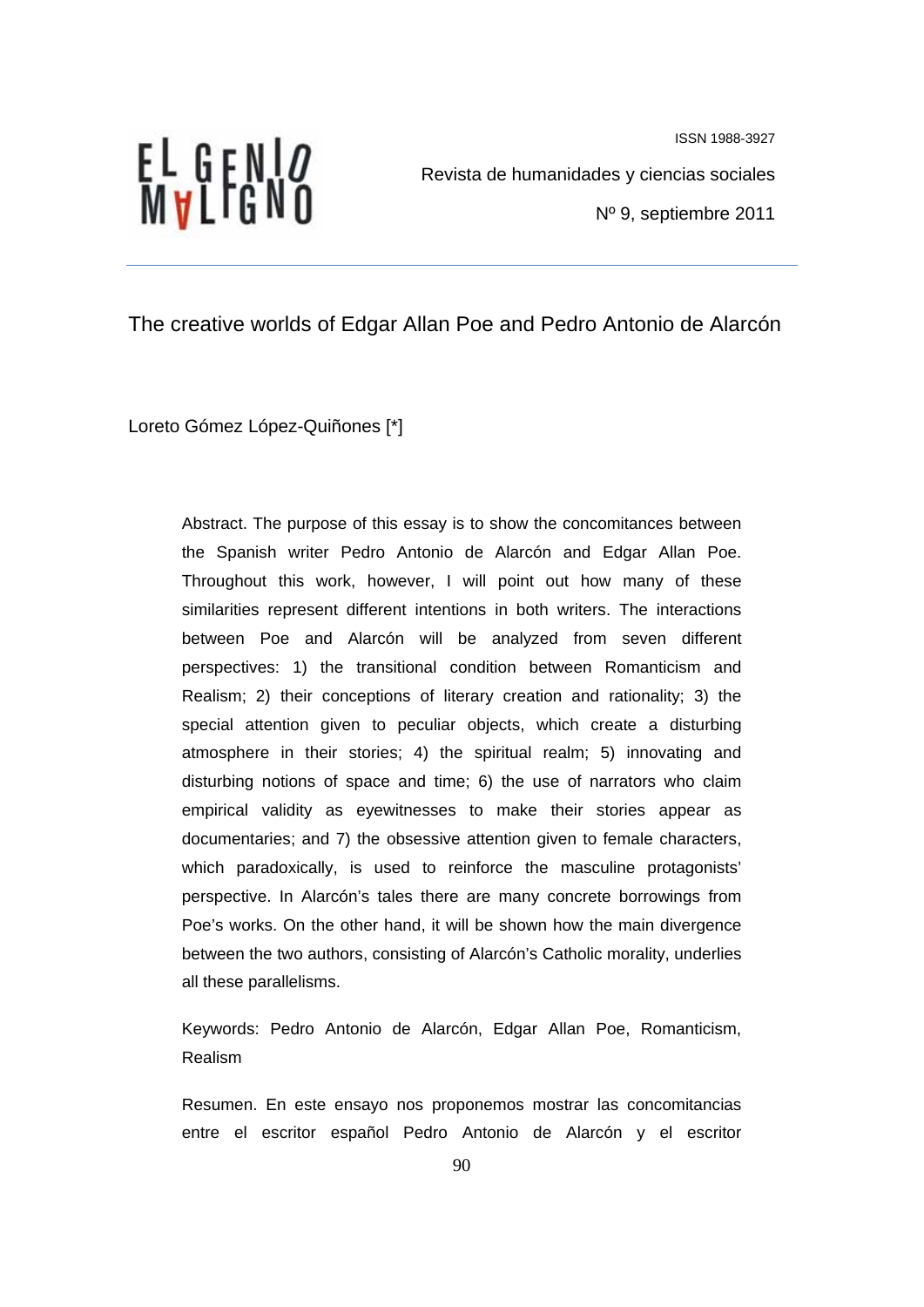EL GENIO MALIGNO

ISSN 1988-3927

Revista de humanidades y ciencias sociales

Nº 9, septiembre 2011

# The creative worlds of Edgar Allan Poe and Pedro Antonio de Alarcón

Loreto Gómez López-Quiñones [*]

Abstract. The purpose of this essay is to show the concomitances between the Spanish writer Pedro Antonio de Alarcón and Edgar Allan Poe. Throughout this work, however, I will point out how many of these similarities represent different intentions in both writers. The interactions between Poe and Alarcón will be analyzed from seven different perspectives: 1) the transitional condition between Romanticism and Realism; 2) their conceptions of literary creation and rationality; 3) the special attention given to peculiar objects, which create a disturbing atmosphere in their stories; 4) the spiritual realm; 5) innovating and disturbing notions of space and time; 6) the use of narrators who claim empirical validity as eyewitnesses to make their stories appear as documentaries; and 7) the obsessive attention given to female characters, which paradoxically, is used to reinforce the masculine protagonists' perspective. In Alarcón's tales there are many concrete borrowings from Poe's works. On the other hand, it will be shown how the main divergence between the two authors, consisting of Alarcón's Catholic morality, underlies all these parallelisms.

Keywords: Pedro Antonio de Alarcón, Edgar Allan Poe, Romanticism, Realism

Resumen. En este ensayo nos proponemos mostrar las concomitancias entre el escritor español Pedro Antonio de Alarcón y el escritor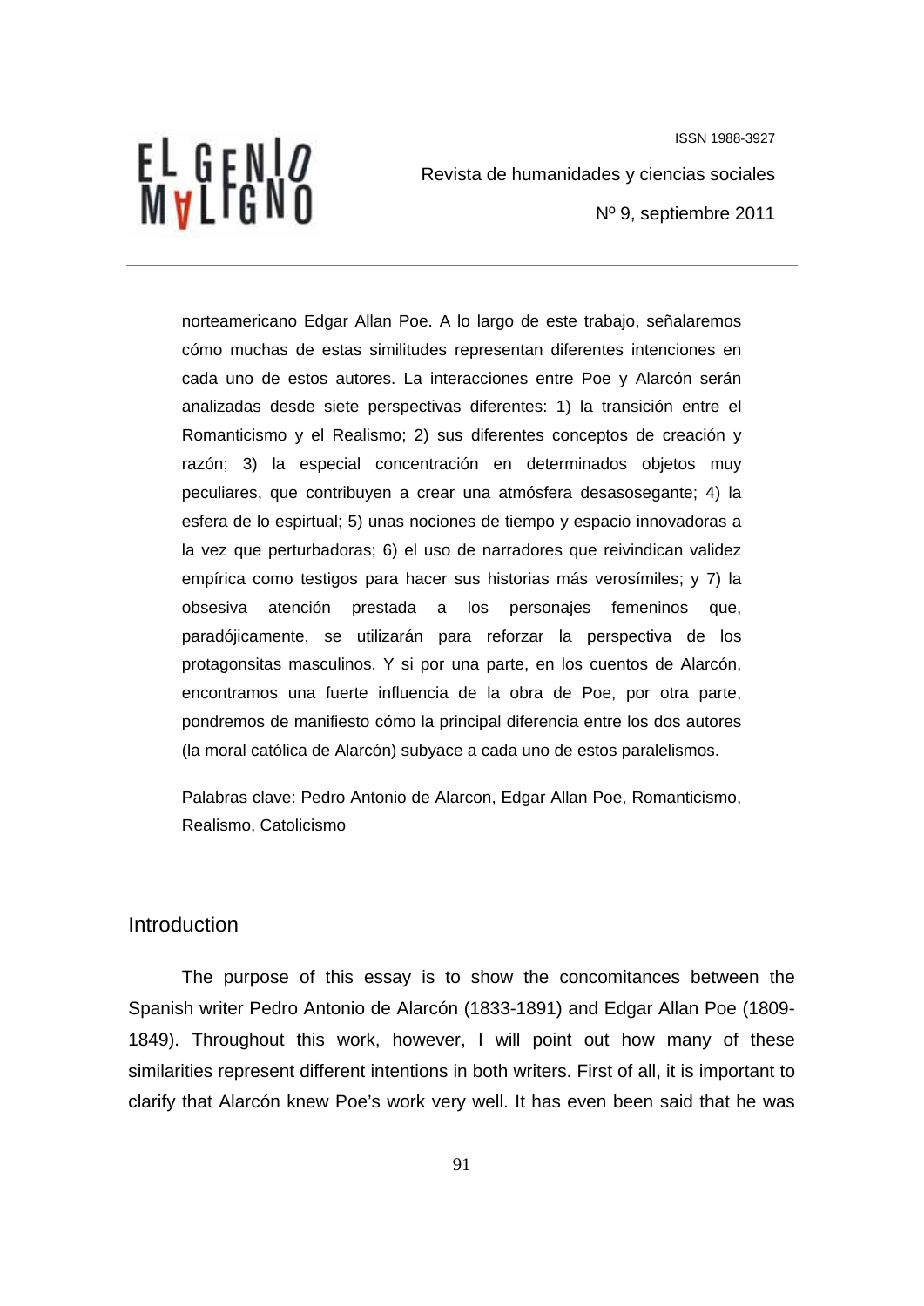norteamericano Edgar Allan Poe. A lo largo de este trabajo, señalaremos cómo muchas de estas similitudes representan diferentes intenciones en cada uno de estos autores. La interacciones entre Poe y Alarcón serán analizadas desde siete perspectivas diferentes: 1) la transición entre el Romanticismo y el Realismo; 2) sus diferentes conceptos de creación y razón; 3) la especial concentración en determinados objetos muy peculiares, que contribuyen a crear una atmósfera desasosegante; 4) la esfera de lo espirtual; 5) unas nociones de tiempo y espacio innovadoras a la vez que perturbadoras; 6) el uso de narradores que reivindican validez empírica como testigos para hacer sus historias más verosímiles; y 7) la obsesiva atención prestada a los personajes femeninos que, paradójicamente, se utilizarán para reforzar la perspectiva de los protagonsitas masculinos. Y si por una parte, en los cuentos de Alarcón, encontramos una fuerte influencia de la obra de Poe, por otra parte, pondremos de manifiesto cómo la principal diferencia entre los dos autores (la moral católica de Alarcón) subyace a cada uno de estos paralelismos.

Palabras clave: Pedro Antonio de Alarcon, Edgar Allan Poe, Romanticismo, Realismo, Catolicismo

## Introduction

The purpose of this essay is to show the concomitances between the Spanish writer Pedro Antonio de Alarcón (1833-1891) and Edgar Allan Poe (1809-1849). Throughout this work, however, I will point out how many of these similarities represent different intentions in both writers. First of all, it is important to clarify that Alarcón knew Poe's work very well. It has even been said that he was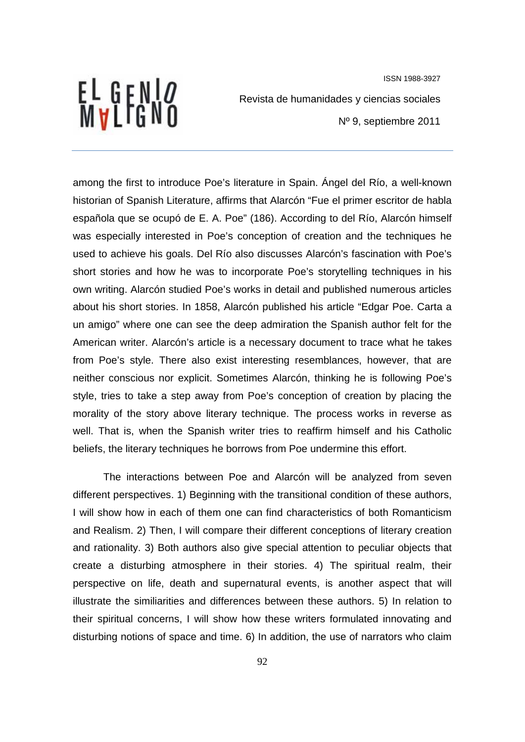among the first to introduce Poe's literature in Spain. Ángel del Río, a well-known historian of Spanish Literature, affirms that Alarcón "Fue el primer escritor de habla española que se ocupó de E. A. Poe" (186). According to del Río, Alarcón himself was especially interested in Poe's conception of creation and the techniques he used to achieve his goals. Del Río also discusses Alarcón's fascination with Poe's short stories and how he was to incorporate Poe's storytelling techniques in his own writing. Alarcón studied Poe's works in detail and published numerous articles about his short stories. In 1858, Alarcón published his article "Edgar Poe. Carta a un amigo" where one can see the deep admiration the Spanish author felt for the American writer. Alarcón's article is a necessary document to trace what he takes from Poe's style. There also exist interesting resemblances, however, that are neither conscious nor explicit. Sometimes Alarcón, thinking he is following Poe's style, tries to take a step away from Poe's conception of creation by placing the morality of the story above literary technique. The process works in reverse as well. That is, when the Spanish writer tries to reaffirm himself and his Catholic beliefs, the literary techniques he borrows from Poe undermine this effort.

The interactions between Poe and Alarcón will be analyzed from seven different perspectives. 1) Beginning with the transitional condition of these authors, I will show how in each of them one can find characteristics of both Romanticism and Realism. 2) Then, I will compare their different conceptions of literary creation and rationality. 3) Both authors also give special attention to peculiar objects that create a disturbing atmosphere in their stories. 4) The spiritual realm, their perspective on life, death and supernatural events, is another aspect that will illustrate the similiarities and differences between these authors. 5) In relation to their spiritual concerns, I will show how these writers formulated innovating and disturbing notions of space and time. 6) In addition, the use of narrators who claim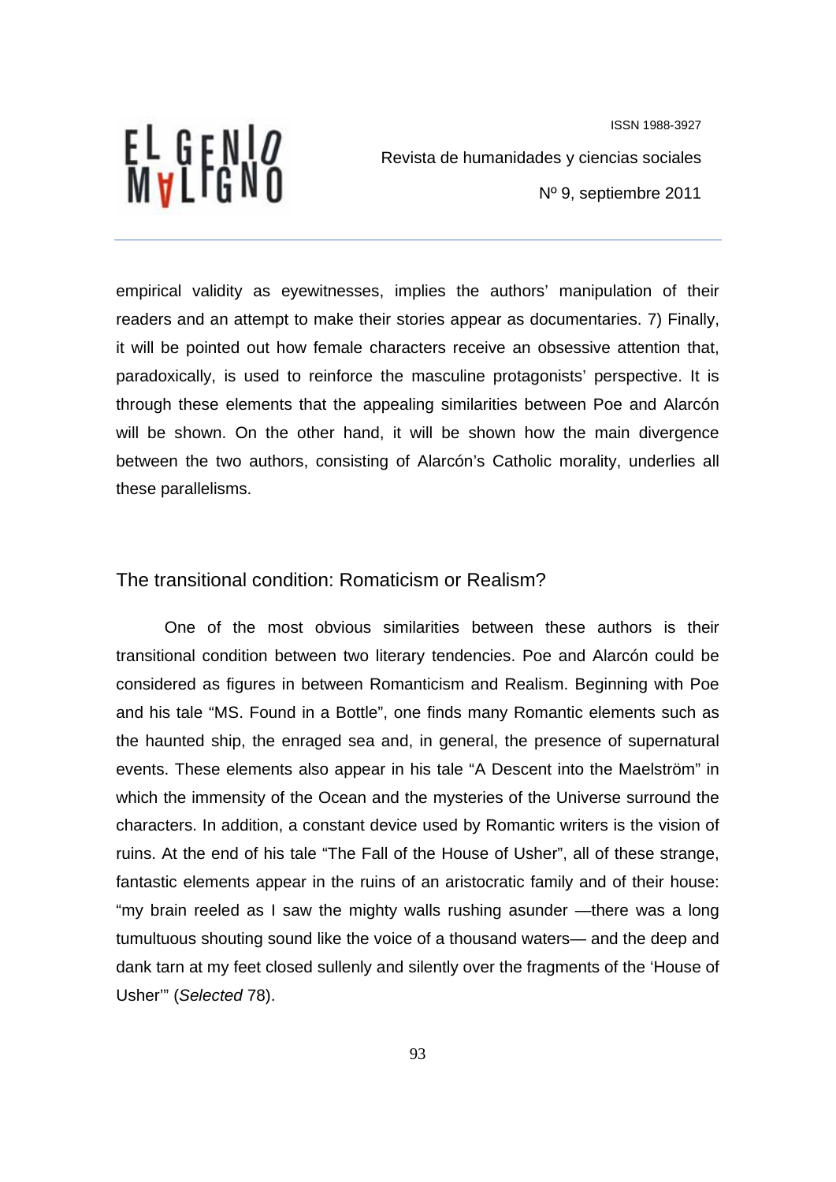empirical validity as eyewitnesses, implies the authors' manipulation of their readers and an attempt to make their stories appear as documentaries. 7) Finally, it will be pointed out how female characters receive an obsessive attention that, paradoxically, is used to reinforce the masculine protagonists' perspective. It is through these elements that the appealing similarities between Poe and Alarcón will be shown. On the other hand, it will be shown how the main divergence between the two authors, consisting of Alarcón's Catholic morality, underlies all these parallelisms.

## The transitional condition: Romaticism or Realism?

One of the most obvious similarities between these authors is their transitional condition between two literary tendencies. Poe and Alarcón could be considered as figures in between Romanticism and Realism. Beginning with Poe and his tale "MS. Found in a Bottle", one finds many Romantic elements such as the haunted ship, the enraged sea and, in general, the presence of supernatural events. These elements also appear in his tale "A Descent into the Maelström" in which the immensity of the Ocean and the mysteries of the Universe surround the characters. In addition, a constant device used by Romantic writers is the vision of ruins. At the end of his tale "The Fall of the House of Usher", all of these strange, fantastic elements appear in the ruins of an aristocratic family and of their house: "my brain reeled as I saw the mighty walls rushing asunder —there was a long tumultuous shouting sound like the voice of a thousand waters— and the deep and dank tarn at my feet closed sullenly and silently over the fragments of the 'House of Usher'" (*Selected* 78).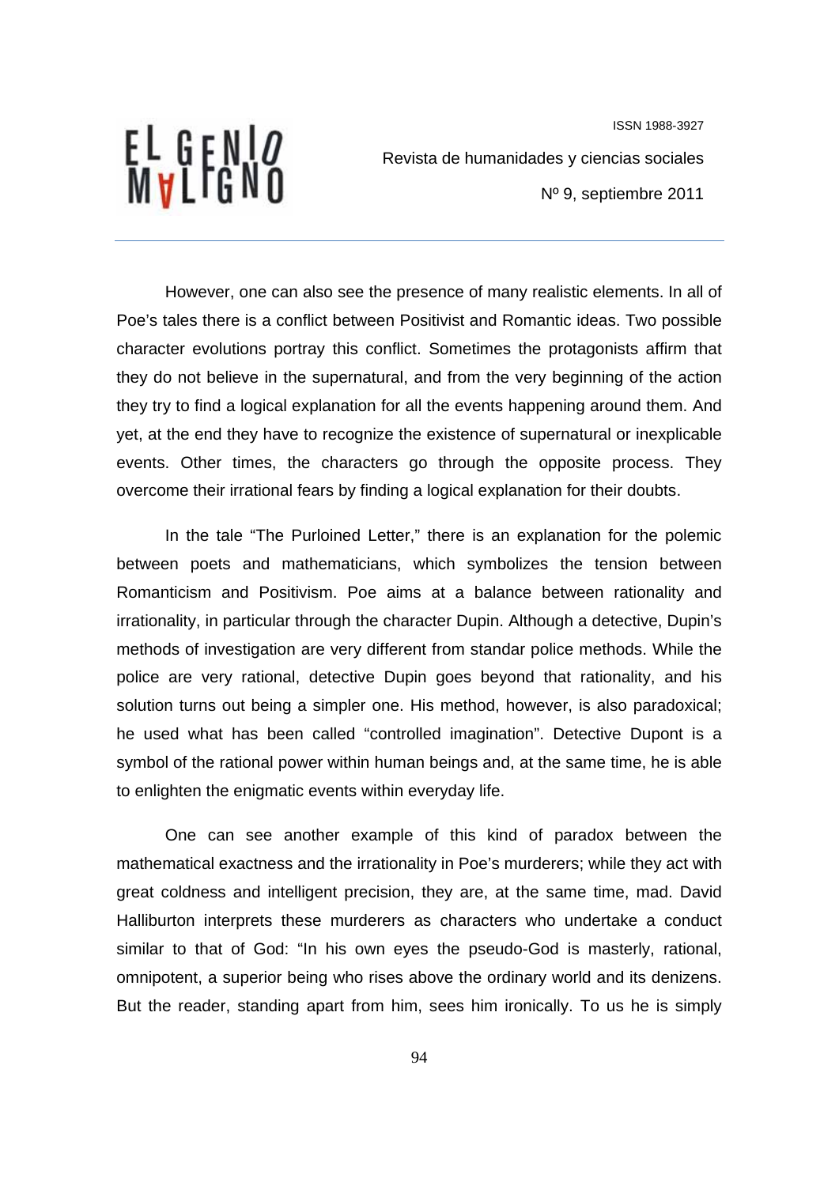However, one can also see the presence of many realistic elements. In all of Poe's tales there is a conflict between Positivist and Romantic ideas. Two possible character evolutions portray this conflict. Sometimes the protagonists affirm that they do not believe in the supernatural, and from the very beginning of the action they try to find a logical explanation for all the events happening around them. And yet, at the end they have to recognize the existence of supernatural or inexplicable events. Other times, the characters go through the opposite process. They overcome their irrational fears by finding a logical explanation for their doubts.

In the tale "The Purloined Letter," there is an explanation for the polemic between poets and mathematicians, which symbolizes the tension between Romanticism and Positivism. Poe aims at a balance between rationality and irrationality, in particular through the character Dupin. Although a detective, Dupin's methods of investigation are very different from standar police methods. While the police are very rational, detective Dupin goes beyond that rationality, and his solution turns out being a simpler one. His method, however, is also paradoxical; he used what has been called "controlled imagination". Detective Dupont is a symbol of the rational power within human beings and, at the same time, he is able to enlighten the enigmatic events within everyday life.

One can see another example of this kind of paradox between the mathematical exactness and the irrationality in Poe's murderers; while they act with great coldness and intelligent precision, they are, at the same time, mad. David Halliburton interprets these murderers as characters who undertake a conduct similar to that of God: "In his own eyes the pseudo-God is masterly, rational, omnipotent, a superior being who rises above the ordinary world and its denizens. But the reader, standing apart from him, sees him ironically. To us he is simply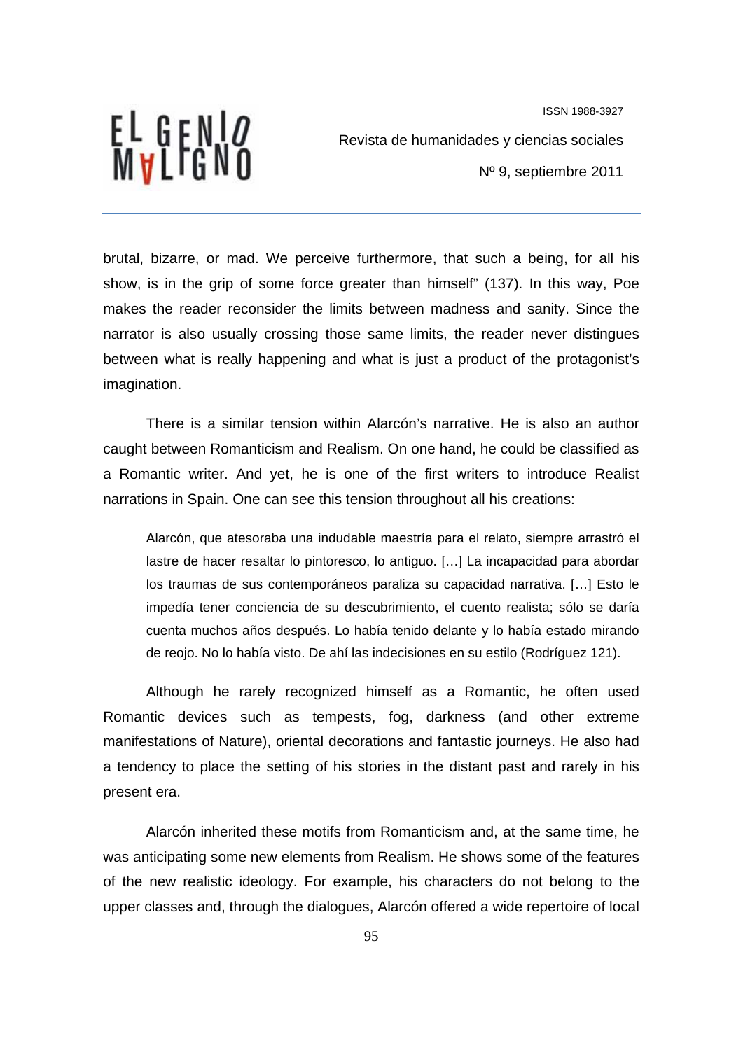brutal, bizarre, or mad. We perceive furthermore, that such a being, for all his show, is in the grip of some force greater than himself" (137). In this way, Poe makes the reader reconsider the limits between madness and sanity. Since the narrator is also usually crossing those same limits, the reader never distingues between what is really happening and what is just a product of the protagonist's imagination.

There is a similar tension within Alarcón's narrative. He is also an author caught between Romanticism and Realism. On one hand, he could be classified as a Romantic writer. And yet, he is one of the first writers to introduce Realist narrations in Spain. One can see this tension throughout all his creations:

> Alarcón, que atesoraba una indudable maestría para el relato, siempre arrastró el lastre de hacer resaltar lo pintoresco, lo antiguo. […] La incapacidad para abordar los traumas de sus contemporáneos paraliza su capacidad narrativa. […] Esto le impedía tener conciencia de su descubrimiento, el cuento realista; sólo se daría cuenta muchos años después. Lo había tenido delante y lo había estado mirando de reojo. No lo había visto. De ahí las indecisiones en su estilo (Rodríguez 121).

Although he rarely recognized himself as a Romantic, he often used Romantic devices such as tempests, fog, darkness (and other extreme manifestations of Nature), oriental decorations and fantastic journeys. He also had a tendency to place the setting of his stories in the distant past and rarely in his present era.

Alarcón inherited these motifs from Romanticism and, at the same time, he was anticipating some new elements from Realism. He shows some of the features of the new realistic ideology. For example, his characters do not belong to the upper classes and, through the dialogues, Alarcón offered a wide repertoire of local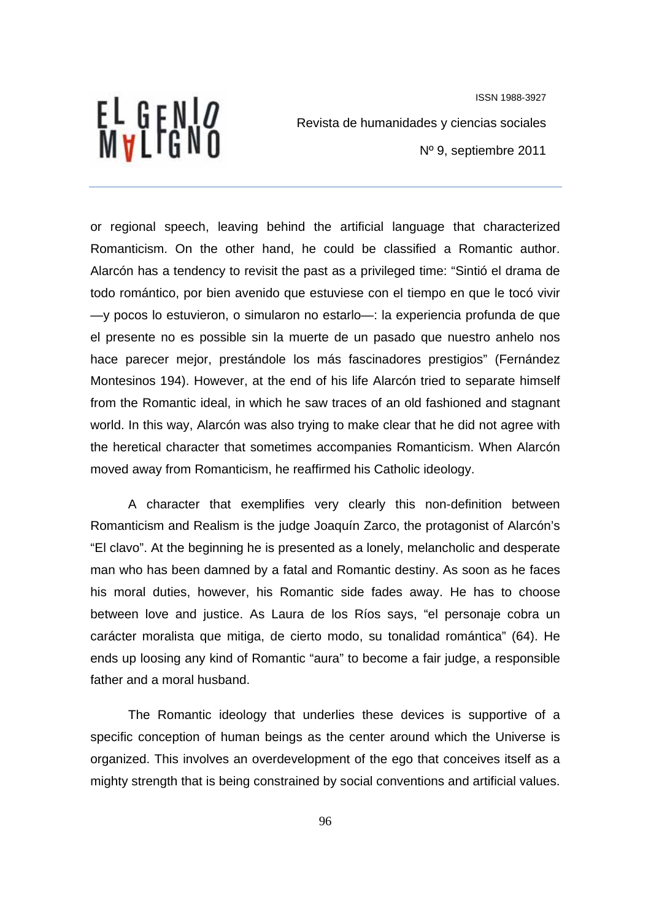or regional speech, leaving behind the artificial language that characterized Romanticism. On the other hand, he could be classified a Romantic author. Alarcón has a tendency to revisit the past as a privileged time: "Sintió el drama de todo romántico, por bien avenido que estuviese con el tiempo en que le tocó vivir —y pocos lo estuvieron, o simularon no estarlo—: la experiencia profunda de que el presente no es possible sin la muerte de un pasado que nuestro anhelo nos hace parecer mejor, prestándole los más fascinadores prestigios" (Fernández Montesinos 194). However, at the end of his life Alarcón tried to separate himself from the Romantic ideal, in which he saw traces of an old fashioned and stagnant world. In this way, Alarcón was also trying to make clear that he did not agree with the heretical character that sometimes accompanies Romanticism. When Alarcón moved away from Romanticism, he reaffirmed his Catholic ideology.

A character that exemplifies very clearly this non-definition between Romanticism and Realism is the judge Joaquín Zarco, the protagonist of Alarcón's "El clavo". At the beginning he is presented as a lonely, melancholic and desperate man who has been damned by a fatal and Romantic destiny. As soon as he faces his moral duties, however, his Romantic side fades away. He has to choose between love and justice. As Laura de los Ríos says, "el personaje cobra un carácter moralista que mitiga, de cierto modo, su tonalidad romántica" (64). He ends up loosing any kind of Romantic "aura" to become a fair judge, a responsible father and a moral husband.

The Romantic ideology that underlies these devices is supportive of a specific conception of human beings as the center around which the Universe is organized. This involves an overdevelopment of the ego that conceives itself as a mighty strength that is being constrained by social conventions and artificial values.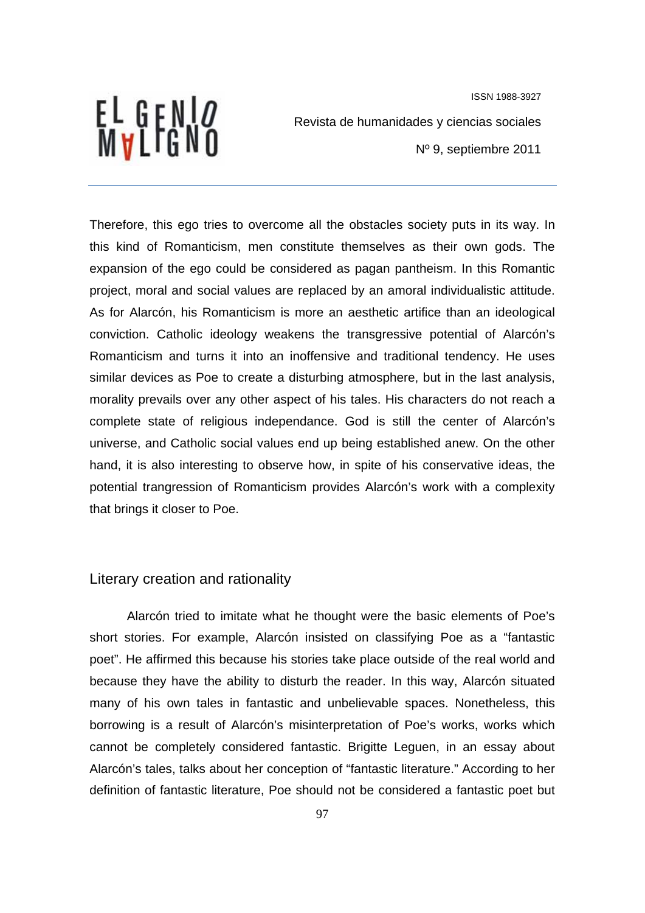Therefore, this ego tries to overcome all the obstacles society puts in its way. In this kind of Romanticism, men constitute themselves as their own gods. The expansion of the ego could be considered as pagan pantheism. In this Romantic project, moral and social values are replaced by an amoral individualistic attitude. As for Alarcón, his Romanticism is more an aesthetic artifice than an ideological conviction. Catholic ideology weakens the transgressive potential of Alarcón's Romanticism and turns it into an inoffensive and traditional tendency. He uses similar devices as Poe to create a disturbing atmosphere, but in the last analysis, morality prevails over any other aspect of his tales. His characters do not reach a complete state of religious independance. God is still the center of Alarcón's universe, and Catholic social values end up being established anew. On the other hand, it is also interesting to observe how, in spite of his conservative ideas, the potential trangression of Romanticism provides Alarcón's work with a complexity that brings it closer to Poe.

## Literary creation and rationality

Alarcón tried to imitate what he thought were the basic elements of Poe's short stories. For example, Alarcón insisted on classifying Poe as a "fantastic poet". He affirmed this because his stories take place outside of the real world and because they have the ability to disturb the reader. In this way, Alarcón situated many of his own tales in fantastic and unbelievable spaces. Nonetheless, this borrowing is a result of Alarcón's misinterpretation of Poe's works, works which cannot be completely considered fantastic. Brigitte Leguen, in an essay about Alarcón's tales, talks about her conception of "fantastic literature." According to her definition of fantastic literature, Poe should not be considered a fantastic poet but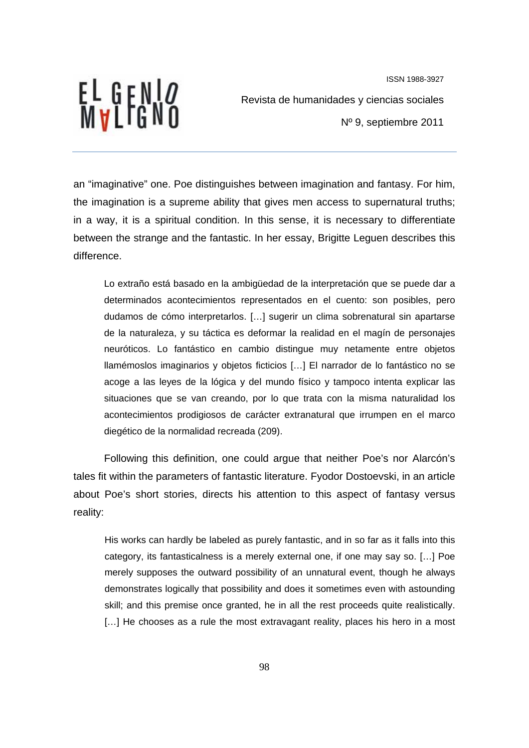an "imaginative" one. Poe distinguishes between imagination and fantasy. For him, the imagination is a supreme ability that gives men access to supernatural truths; in a way, it is a spiritual condition. In this sense, it is necessary to differentiate between the strange and the fantastic. In her essay, Brigitte Leguen describes this difference.

> Lo extraño está basado en la ambigüedad de la interpretación que se puede dar a determinados acontecimientos representados en el cuento: son posibles, pero dudamos de cómo interpretarlos. […] sugerir un clima sobrenatural sin apartarse de la naturaleza, y su táctica es deformar la realidad en el magín de personajes neuróticos. Lo fantástico en cambio distingue muy netamente entre objetos llamémoslos imaginarios y objetos ficticios […] El narrador de lo fantástico no se acoge a las leyes de la lógica y del mundo físico y tampoco intenta explicar las situaciones que se van creando, por lo que trata con la misma naturalidad los acontecimientos prodigiosos de carácter extranatural que irrumpen en el marco diegético de la normalidad recreada (209).

Following this definition, one could argue that neither Poe's nor Alarcón's tales fit within the parameters of fantastic literature. Fyodor Dostoevski, in an article about Poe's short stories, directs his attention to this aspect of fantasy versus reality:

> His works can hardly be labeled as purely fantastic, and in so far as it falls into this category, its fantasticalness is a merely external one, if one may say so. […] Poe merely supposes the outward possibility of an unnatural event, though he always demonstrates logically that possibility and does it sometimes even with astounding skill; and this premise once granted, he in all the rest proceeds quite realistically. […] He chooses as a rule the most extravagant reality, places his hero in a most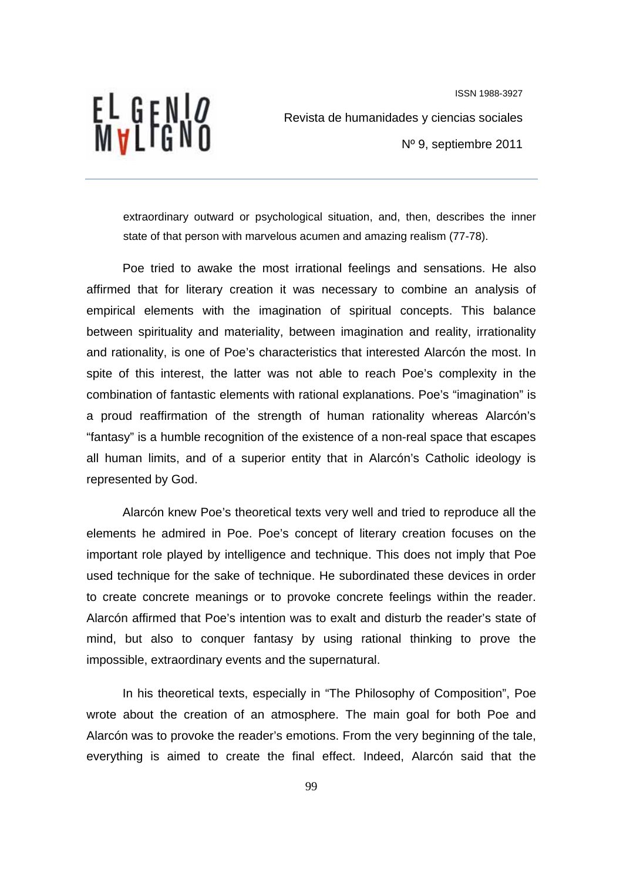> extraordinary outward or psychological situation, and, then, describes the inner state of that person with marvelous acumen and amazing realism (77-78).

Poe tried to awake the most irrational feelings and sensations. He also affirmed that for literary creation it was necessary to combine an analysis of empirical elements with the imagination of spiritual concepts. This balance between spirituality and materiality, between imagination and reality, irrationality and rationality, is one of Poe's characteristics that interested Alarcón the most. In spite of this interest, the latter was not able to reach Poe's complexity in the combination of fantastic elements with rational explanations. Poe's "imagination" is a proud reaffirmation of the strength of human rationality whereas Alarcón's "fantasy" is a humble recognition of the existence of a non-real space that escapes all human limits, and of a superior entity that in Alarcón's Catholic ideology is represented by God.

Alarcón knew Poe's theoretical texts very well and tried to reproduce all the elements he admired in Poe. Poe's concept of literary creation focuses on the important role played by intelligence and technique. This does not imply that Poe used technique for the sake of technique. He subordinated these devices in order to create concrete meanings or to provoke concrete feelings within the reader. Alarcón affirmed that Poe's intention was to exalt and disturb the reader's state of mind, but also to conquer fantasy by using rational thinking to prove the impossible, extraordinary events and the supernatural.

In his theoretical texts, especially in "The Philosophy of Composition", Poe wrote about the creation of an atmosphere. The main goal for both Poe and Alarcón was to provoke the reader's emotions. From the very beginning of the tale, everything is aimed to create the final effect. Indeed, Alarcón said that the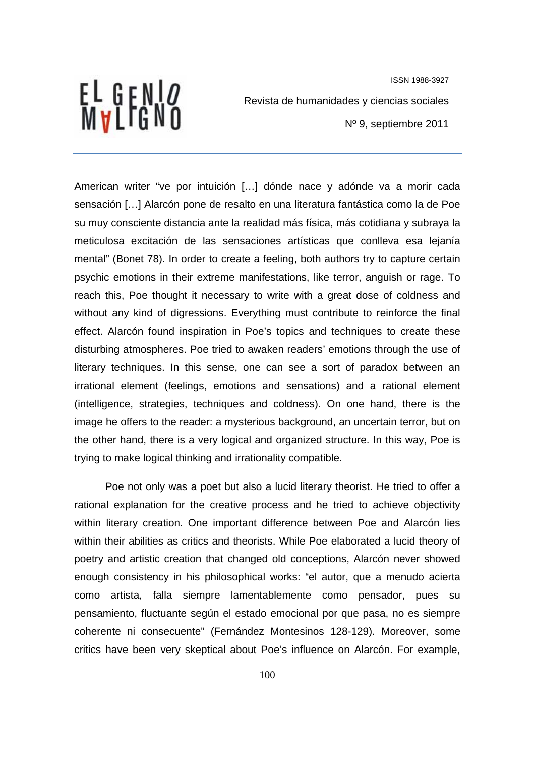American writer "ve por intuición […] dónde nace y adónde va a morir cada sensación […] Alarcón pone de resalto en una literatura fantástica como la de Poe su muy consciente distancia ante la realidad más física, más cotidiana y subraya la meticulosa excitación de las sensaciones artísticas que conlleva esa lejanía mental" (Bonet 78). In order to create a feeling, both authors try to capture certain psychic emotions in their extreme manifestations, like terror, anguish or rage. To reach this, Poe thought it necessary to write with a great dose of coldness and without any kind of digressions. Everything must contribute to reinforce the final effect. Alarcón found inspiration in Poe's topics and techniques to create these disturbing atmospheres. Poe tried to awaken readers' emotions through the use of literary techniques. In this sense, one can see a sort of paradox between an irrational element (feelings, emotions and sensations) and a rational element (intelligence, strategies, techniques and coldness). On one hand, there is the image he offers to the reader: a mysterious background, an uncertain terror, but on the other hand, there is a very logical and organized structure. In this way, Poe is trying to make logical thinking and irrationality compatible.

Poe not only was a poet but also a lucid literary theorist. He tried to offer a rational explanation for the creative process and he tried to achieve objectivity within literary creation. One important difference between Poe and Alarcón lies within their abilities as critics and theorists. While Poe elaborated a lucid theory of poetry and artistic creation that changed old conceptions, Alarcón never showed enough consistency in his philosophical works: "el autor, que a menudo acierta como artista, falla siempre lamentablemente como pensador, pues su pensamiento, fluctuante según el estado emocional por que pasa, no es siempre coherente ni consecuente" (Fernández Montesinos 128-129). Moreover, some critics have been very skeptical about Poe's influence on Alarcón. For example,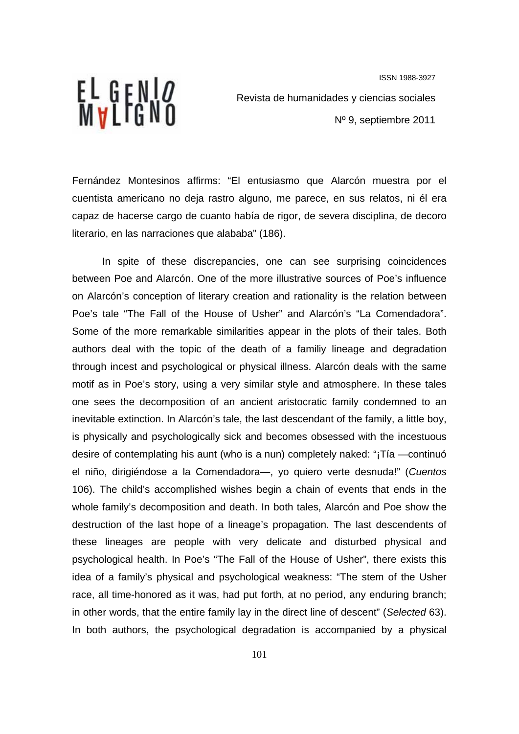Fernández Montesinos affirms: "El entusiasmo que Alarcón muestra por el cuentista americano no deja rastro alguno, me parece, en sus relatos, ni él era capaz de hacerse cargo de cuanto había de rigor, de severa disciplina, de decoro literario, en las narraciones que alababa" (186).

In spite of these discrepancies, one can see surprising coincidences between Poe and Alarcón. One of the more illustrative sources of Poe's influence on Alarcón's conception of literary creation and rationality is the relation between Poe's tale "The Fall of the House of Usher" and Alarcón's "La Comendadora". Some of the more remarkable similarities appear in the plots of their tales. Both authors deal with the topic of the death of a familiy lineage and degradation through incest and psychological or physical illness. Alarcón deals with the same motif as in Poe's story, using a very similar style and atmosphere. In these tales one sees the decomposition of an ancient aristocratic family condemned to an inevitable extinction. In Alarcón's tale, the last descendant of the family, a little boy, is physically and psychologically sick and becomes obsessed with the incestuous desire of contemplating his aunt (who is a nun) completely naked: "¡Tía —continuó el niño, dirigiéndose a la Comendadora—, yo quiero verte desnuda!" (*Cuentos* 106). The child's accomplished wishes begin a chain of events that ends in the whole family's decomposition and death. In both tales, Alarcón and Poe show the destruction of the last hope of a lineage's propagation. The last descendents of these lineages are people with very delicate and disturbed physical and psychological health. In Poe's "The Fall of the House of Usher", there exists this idea of a family's physical and psychological weakness: "The stem of the Usher race, all time-honored as it was, had put forth, at no period, any enduring branch; in other words, that the entire family lay in the direct line of descent" (*Selected* 63). In both authors, the psychological degradation is accompanied by a physical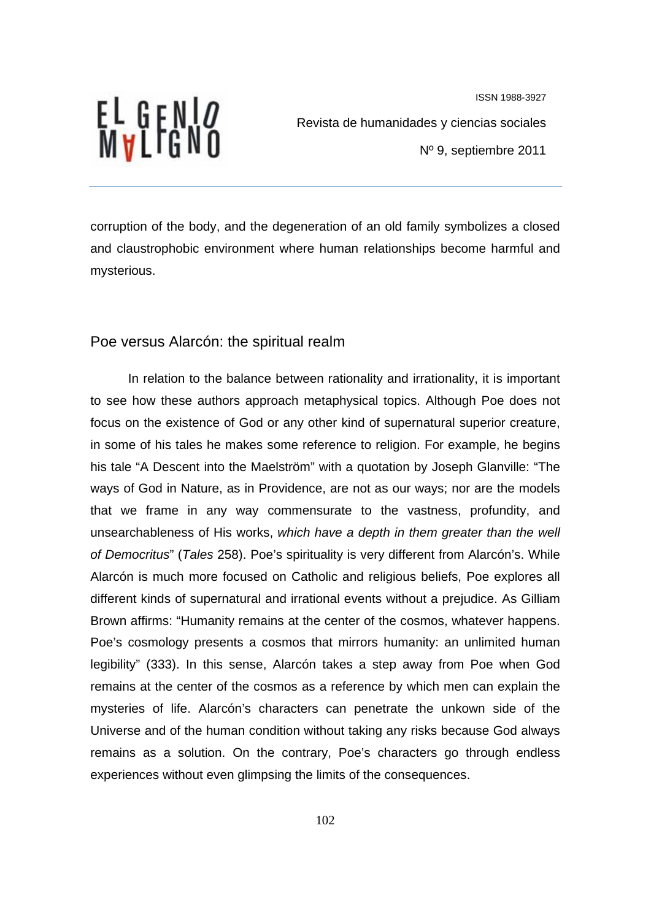corruption of the body, and the degeneration of an old family symbolizes a closed and claustrophobic environment where human relationships become harmful and mysterious.

## Poe versus Alarcón: the spiritual realm

In relation to the balance between rationality and irrationality, it is important to see how these authors approach metaphysical topics. Although Poe does not focus on the existence of God or any other kind of supernatural superior creature, in some of his tales he makes some reference to religion. For example, he begins his tale "A Descent into the Maelström" with a quotation by Joseph Glanville: "The ways of God in Nature, as in Providence, are not as our ways; nor are the models that we frame in any way commensurate to the vastness, profundity, and unsearchableness of His works, *which have a depth in them greater than the well of Democritus*" (*Tales* 258). Poe's spirituality is very different from Alarcón's. While Alarcón is much more focused on Catholic and religious beliefs, Poe explores all different kinds of supernatural and irrational events without a prejudice. As Gilliam Brown affirms: "Humanity remains at the center of the cosmos, whatever happens. Poe's cosmology presents a cosmos that mirrors humanity: an unlimited human legibility" (333). In this sense, Alarcón takes a step away from Poe when God remains at the center of the cosmos as a reference by which men can explain the mysteries of life. Alarcón's characters can penetrate the unkown side of the Universe and of the human condition without taking any risks because God always remains as a solution. On the contrary, Poe's characters go through endless experiences without even glimpsing the limits of the consequences.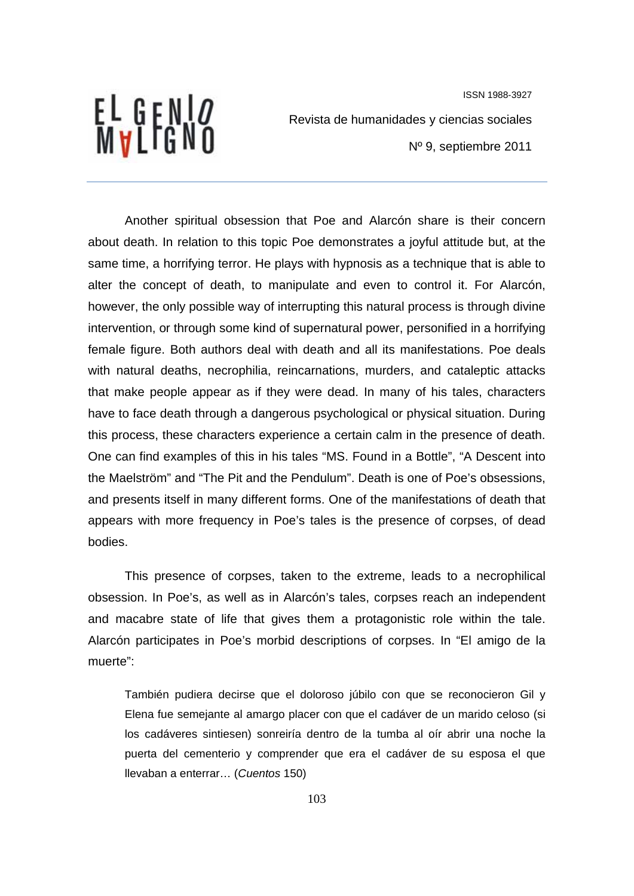Another spiritual obsession that Poe and Alarcón share is their concern about death. In relation to this topic Poe demonstrates a joyful attitude but, at the same time, a horrifying terror. He plays with hypnosis as a technique that is able to alter the concept of death, to manipulate and even to control it. For Alarcón, however, the only possible way of interrupting this natural process is through divine intervention, or through some kind of supernatural power, personified in a horrifying female figure. Both authors deal with death and all its manifestations. Poe deals with natural deaths, necrophilia, reincarnations, murders, and cataleptic attacks that make people appear as if they were dead. In many of his tales, characters have to face death through a dangerous psychological or physical situation. During this process, these characters experience a certain calm in the presence of death. One can find examples of this in his tales "MS. Found in a Bottle", "A Descent into the Maelström" and "The Pit and the Pendulum". Death is one of Poe's obsessions, and presents itself in many different forms. One of the manifestations of death that appears with more frequency in Poe's tales is the presence of corpses, of dead bodies.

This presence of corpses, taken to the extreme, leads to a necrophilical obsession. In Poe's, as well as in Alarcón's tales, corpses reach an independent and macabre state of life that gives them a protagonistic role within the tale. Alarcón participates in Poe's morbid descriptions of corpses. In "El amigo de la muerte":

> También pudiera decirse que el doloroso júbilo con que se reconocieron Gil y Elena fue semejante al amargo placer con que el cadáver de un marido celoso (si los cadáveres sintiesen) sonreiría dentro de la tumba al oír abrir una noche la puerta del cementerio y comprender que era el cadáver de su esposa el que llevaban a enterrar… (*Cuentos* 150)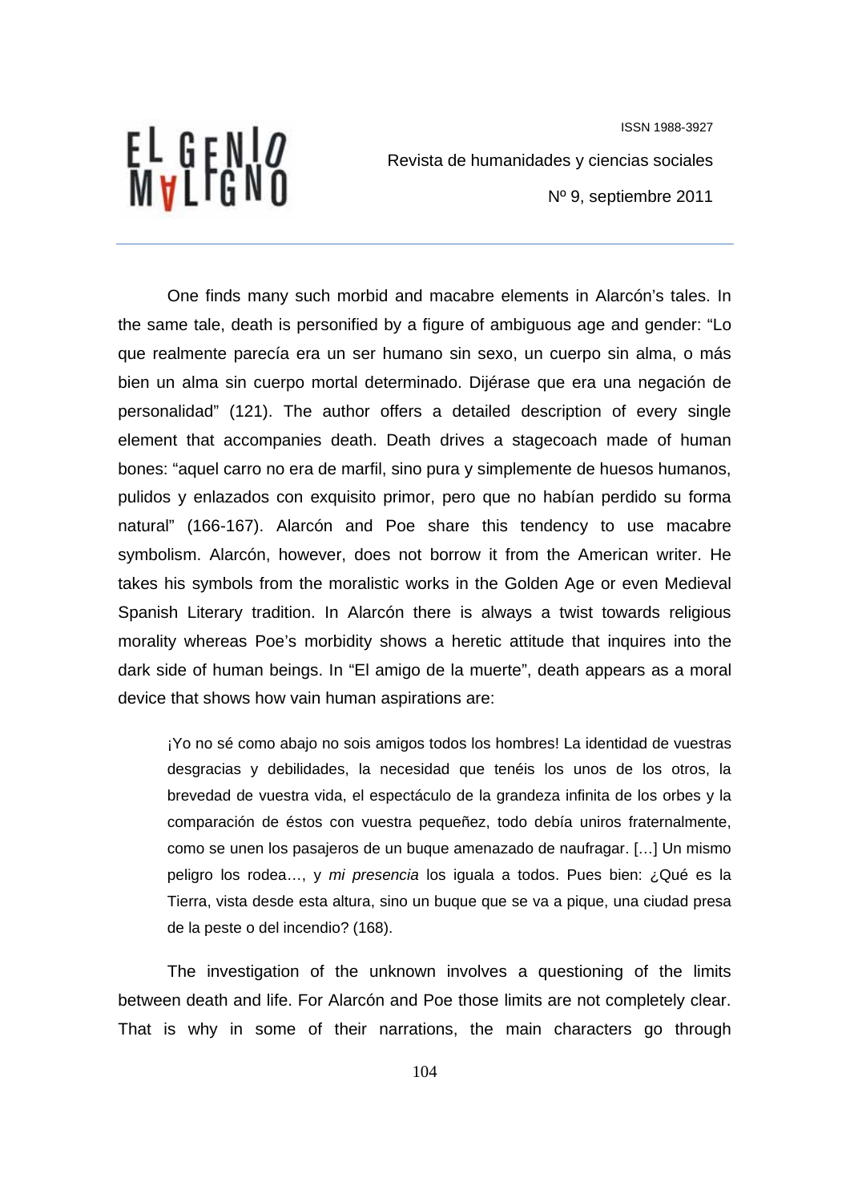One finds many such morbid and macabre elements in Alarcón's tales. In the same tale, death is personified by a figure of ambiguous age and gender: "Lo que realmente parecía era un ser humano sin sexo, un cuerpo sin alma, o más bien un alma sin cuerpo mortal determinado. Dijérase que era una negación de personalidad" (121). The author offers a detailed description of every single element that accompanies death. Death drives a stagecoach made of human bones: "aquel carro no era de marfil, sino pura y simplemente de huesos humanos, pulidos y enlazados con exquisito primor, pero que no habían perdido su forma natural" (166-167). Alarcón and Poe share this tendency to use macabre symbolism. Alarcón, however, does not borrow it from the American writer. He takes his symbols from the moralistic works in the Golden Age or even Medieval Spanish Literary tradition. In Alarcón there is always a twist towards religious morality whereas Poe's morbidity shows a heretic attitude that inquires into the dark side of human beings. In "El amigo de la muerte", death appears as a moral device that shows how vain human aspirations are:

> ¡Yo no sé como abajo no sois amigos todos los hombres! La identidad de vuestras desgracias y debilidades, la necesidad que tenéis los unos de los otros, la brevedad de vuestra vida, el espectáculo de la grandeza infinita de los orbes y la comparación de éstos con vuestra pequeñez, todo debía uniros fraternalmente, como se unen los pasajeros de un buque amenazado de naufragar. […] Un mismo peligro los rodea…, y *mi presencia* los iguala a todos. Pues bien: ¿Qué es la Tierra, vista desde esta altura, sino un buque que se va a pique, una ciudad presa de la peste o del incendio? (168).

The investigation of the unknown involves a questioning of the limits between death and life. For Alarcón and Poe those limits are not completely clear. That is why in some of their narrations, the main characters go through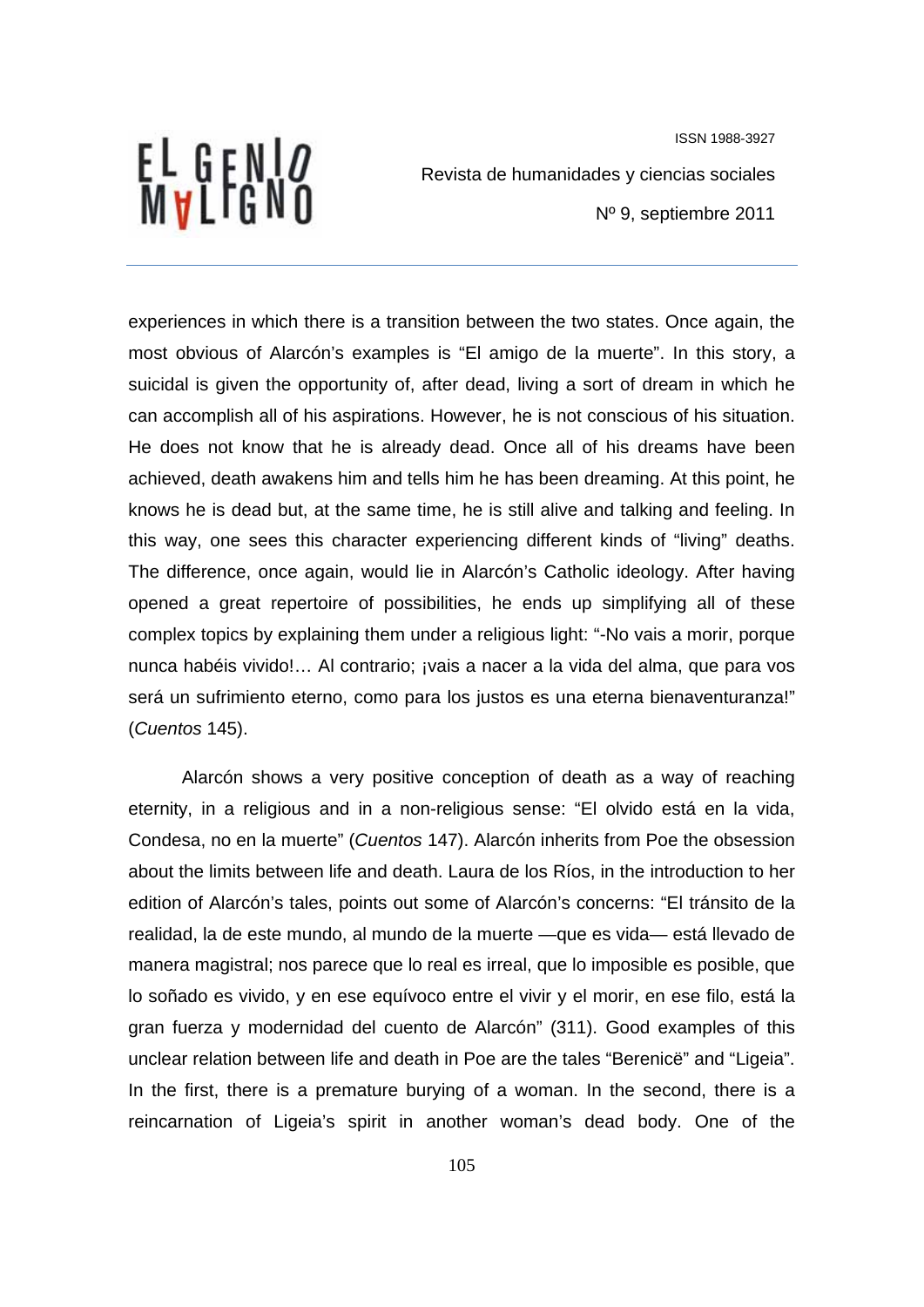experiences in which there is a transition between the two states. Once again, the most obvious of Alarcón's examples is "El amigo de la muerte". In this story, a suicidal is given the opportunity of, after dead, living a sort of dream in which he can accomplish all of his aspirations. However, he is not conscious of his situation. He does not know that he is already dead. Once all of his dreams have been achieved, death awakens him and tells him he has been dreaming. At this point, he knows he is dead but, at the same time, he is still alive and talking and feeling. In this way, one sees this character experiencing different kinds of "living" deaths. The difference, once again, would lie in Alarcón's Catholic ideology. After having opened a great repertoire of possibilities, he ends up simplifying all of these complex topics by explaining them under a religious light: "-No vais a morir, porque nunca habéis vivido!… Al contrario; ¡vais a nacer a la vida del alma, que para vos será un sufrimiento eterno, como para los justos es una eterna bienaventuranza!" (*Cuentos* 145).

Alarcón shows a very positive conception of death as a way of reaching eternity, in a religious and in a non-religious sense: "El olvido está en la vida, Condesa, no en la muerte" (*Cuentos* 147). Alarcón inherits from Poe the obsession about the limits between life and death. Laura de los Ríos, in the introduction to her edition of Alarcón's tales, points out some of Alarcón's concerns: "El tránsito de la realidad, la de este mundo, al mundo de la muerte —que es vida— está llevado de manera magistral; nos parece que lo real es irreal, que lo imposible es posible, que lo soñado es vivido, y en ese equívoco entre el vivir y el morir, en ese filo, está la gran fuerza y modernidad del cuento de Alarcón" (311). Good examples of this unclear relation between life and death in Poe are the tales "Berenicë" and "Ligeia". In the first, there is a premature burying of a woman. In the second, there is a reincarnation of Ligeia's spirit in another woman's dead body. One of the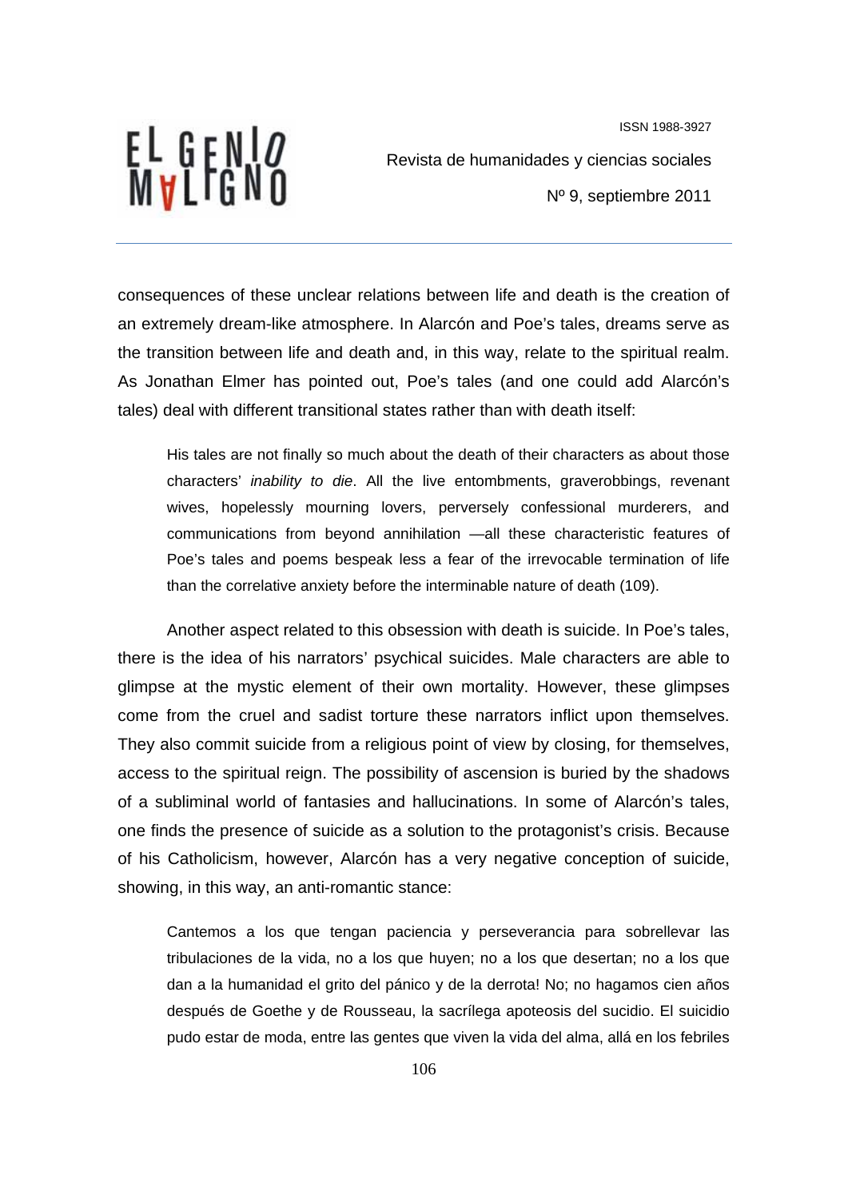consequences of these unclear relations between life and death is the creation of an extremely dream-like atmosphere. In Alarcón and Poe's tales, dreams serve as the transition between life and death and, in this way, relate to the spiritual realm. As Jonathan Elmer has pointed out, Poe's tales (and one could add Alarcón's tales) deal with different transitional states rather than with death itself:

> His tales are not finally so much about the death of their characters as about those characters' *inability to die*. All the live entombments, graverobbings, revenant wives, hopelessly mourning lovers, perversely confessional murderers, and communications from beyond annihilation —all these characteristic features of Poe's tales and poems bespeak less a fear of the irrevocable termination of life than the correlative anxiety before the interminable nature of death (109).

Another aspect related to this obsession with death is suicide. In Poe's tales, there is the idea of his narrators' psychical suicides. Male characters are able to glimpse at the mystic element of their own mortality. However, these glimpses come from the cruel and sadist torture these narrators inflict upon themselves. They also commit suicide from a religious point of view by closing, for themselves, access to the spiritual reign. The possibility of ascension is buried by the shadows of a subliminal world of fantasies and hallucinations. In some of Alarcón's tales, one finds the presence of suicide as a solution to the protagonist's crisis. Because of his Catholicism, however, Alarcón has a very negative conception of suicide, showing, in this way, an anti-romantic stance:

> Cantemos a los que tengan paciencia y perseverancia para sobrellevar las tribulaciones de la vida, no a los que huyen; no a los que desertan; no a los que dan a la humanidad el grito del pánico y de la derrota! No; no hagamos cien años después de Goethe y de Rousseau, la sacrílega apoteosis del sucidio. El suicidio pudo estar de moda, entre las gentes que viven la vida del alma, allá en los febriles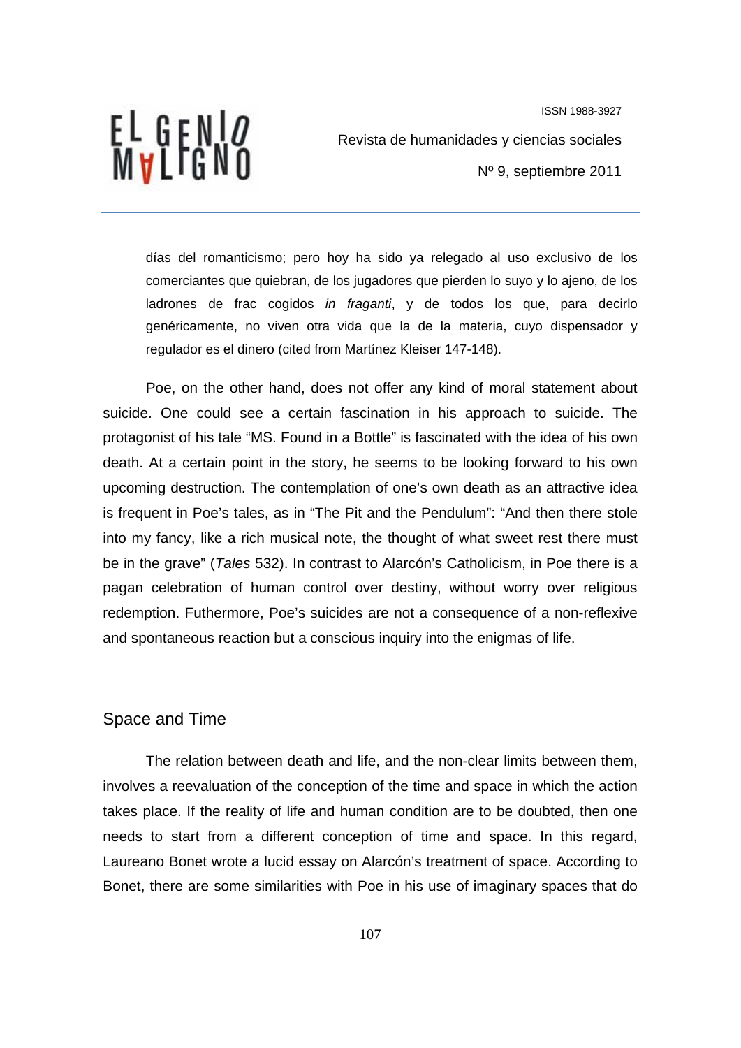> días del romanticismo; pero hoy ha sido ya relegado al uso exclusivo de los comerciantes que quiebran, de los jugadores que pierden lo suyo y lo ajeno, de los ladrones de frac cogidos *in fraganti*, y de todos los que, para decirlo genéricamente, no viven otra vida que la de la materia, cuyo dispensador y regulador es el dinero (cited from Martínez Kleiser 147-148).

Poe, on the other hand, does not offer any kind of moral statement about suicide. One could see a certain fascination in his approach to suicide. The protagonist of his tale "MS. Found in a Bottle" is fascinated with the idea of his own death. At a certain point in the story, he seems to be looking forward to his own upcoming destruction. The contemplation of one's own death as an attractive idea is frequent in Poe's tales, as in "The Pit and the Pendulum": "And then there stole into my fancy, like a rich musical note, the thought of what sweet rest there must be in the grave" (*Tales* 532). In contrast to Alarcón's Catholicism, in Poe there is a pagan celebration of human control over destiny, without worry over religious redemption. Futhermore, Poe's suicides are not a consequence of a non-reflexive and spontaneous reaction but a conscious inquiry into the enigmas of life.

## Space and Time

The relation between death and life, and the non-clear limits between them, involves a reevaluation of the conception of the time and space in which the action takes place. If the reality of life and human condition are to be doubted, then one needs to start from a different conception of time and space. In this regard, Laureano Bonet wrote a lucid essay on Alarcón's treatment of space. According to Bonet, there are some similarities with Poe in his use of imaginary spaces that do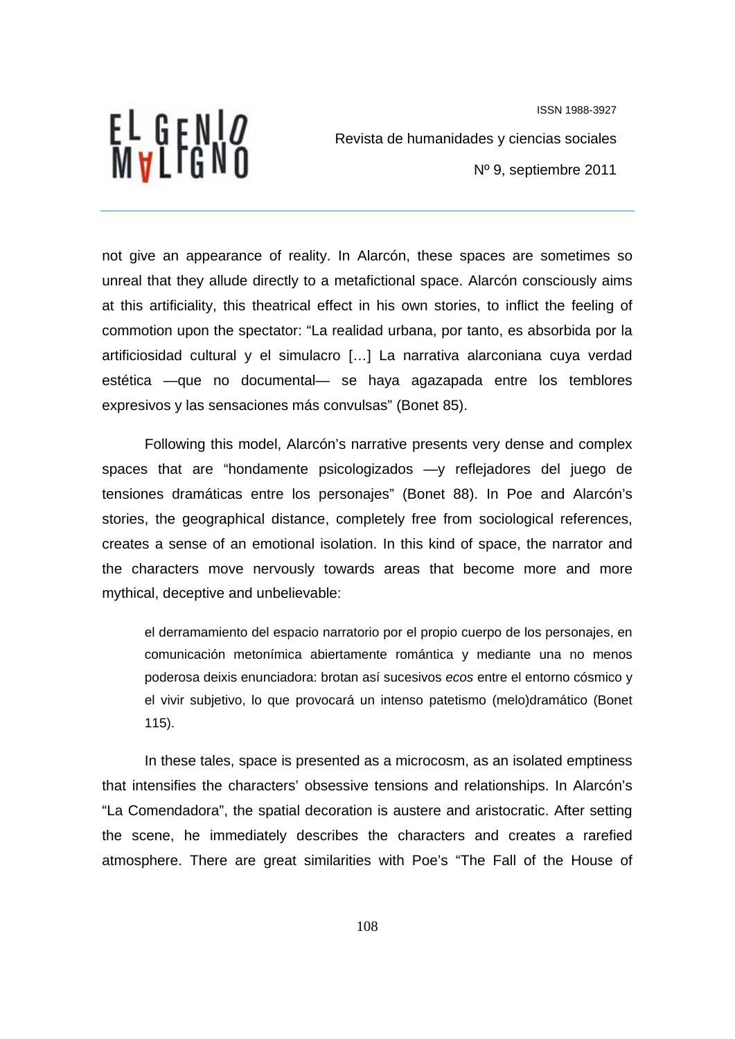not give an appearance of reality. In Alarcón, these spaces are sometimes so unreal that they allude directly to a metafictional space. Alarcón consciously aims at this artificiality, this theatrical effect in his own stories, to inflict the feeling of commotion upon the spectator: "La realidad urbana, por tanto, es absorbida por la artificiosidad cultural y el simulacro […] La narrativa alarconiana cuya verdad estética —que no documental— se haya agazapada entre los temblores expresivos y las sensaciones más convulsas" (Bonet 85).

Following this model, Alarcón's narrative presents very dense and complex spaces that are "hondamente psicologizados —y reflejadores del juego de tensiones dramáticas entre los personajes" (Bonet 88). In Poe and Alarcón's stories, the geographical distance, completely free from sociological references, creates a sense of an emotional isolation. In this kind of space, the narrator and the characters move nervously towards areas that become more and more mythical, deceptive and unbelievable:

> el derramamiento del espacio narratorio por el propio cuerpo de los personajes, en comunicación metonímica abiertamente romántica y mediante una no menos poderosa deixis enunciadora: brotan así sucesivos *ecos* entre el entorno cósmico y el vivir subjetivo, lo que provocará un intenso patetismo (melo)dramático (Bonet 115).

In these tales, space is presented as a microcosm, as an isolated emptiness that intensifies the characters' obsessive tensions and relationships. In Alarcón's "La Comendadora", the spatial decoration is austere and aristocratic. After setting the scene, he immediately describes the characters and creates a rarefied atmosphere. There are great similarities with Poe's "The Fall of the House of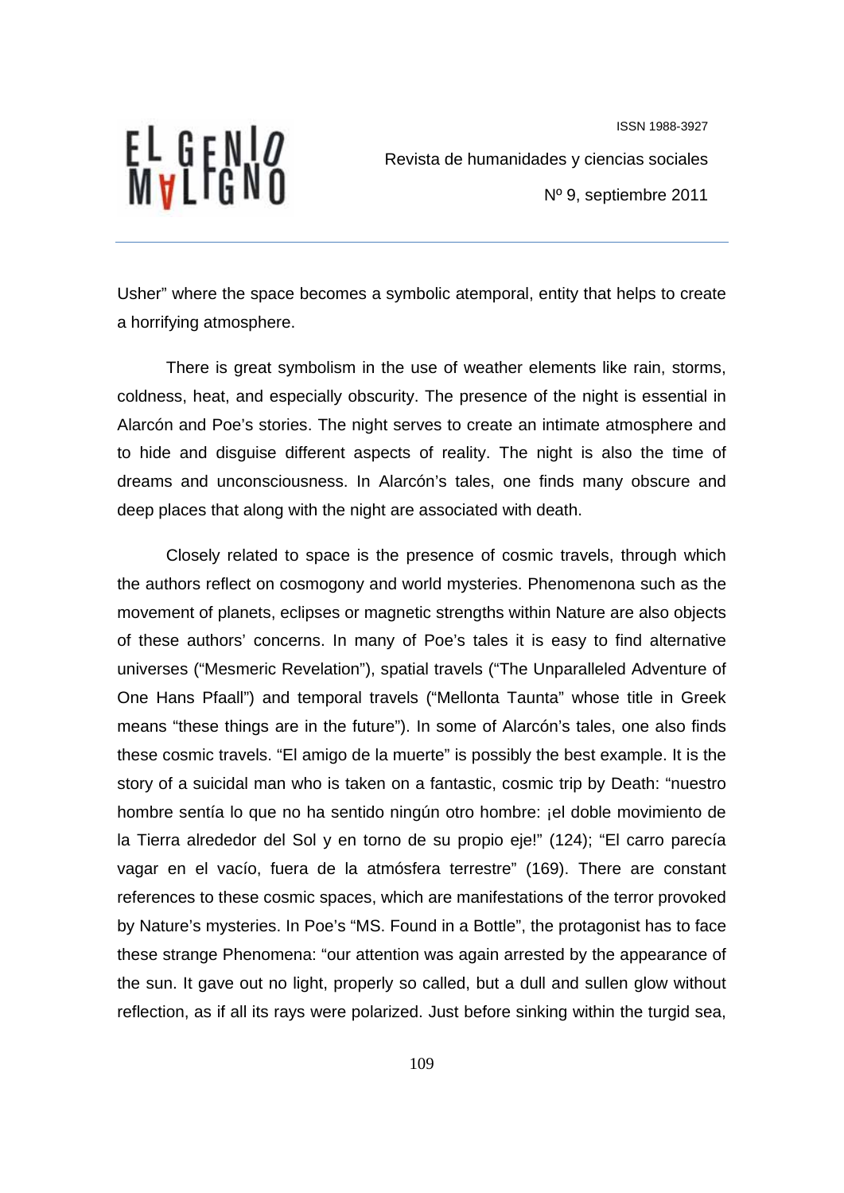Usher" where the space becomes a symbolic atemporal, entity that helps to create a horrifying atmosphere.

There is great symbolism in the use of weather elements like rain, storms, coldness, heat, and especially obscurity. The presence of the night is essential in Alarcón and Poe's stories. The night serves to create an intimate atmosphere and to hide and disguise different aspects of reality. The night is also the time of dreams and unconsciousness. In Alarcón's tales, one finds many obscure and deep places that along with the night are associated with death.

Closely related to space is the presence of cosmic travels, through which the authors reflect on cosmogony and world mysteries. Phenomenona such as the movement of planets, eclipses or magnetic strengths within Nature are also objects of these authors' concerns. In many of Poe's tales it is easy to find alternative universes ("Mesmeric Revelation"), spatial travels ("The Unparalleled Adventure of One Hans Pfaall") and temporal travels ("Mellonta Taunta" whose title in Greek means "these things are in the future"). In some of Alarcón's tales, one also finds these cosmic travels. "El amigo de la muerte" is possibly the best example. It is the story of a suicidal man who is taken on a fantastic, cosmic trip by Death: "nuestro hombre sentía lo que no ha sentido ningún otro hombre: ¡el doble movimiento de la Tierra alrededor del Sol y en torno de su propio eje!" (124); "El carro parecía vagar en el vacío, fuera de la atmósfera terrestre" (169). There are constant references to these cosmic spaces, which are manifestations of the terror provoked by Nature's mysteries. In Poe's "MS. Found in a Bottle", the protagonist has to face these strange Phenomena: "our attention was again arrested by the appearance of the sun. It gave out no light, properly so called, but a dull and sullen glow without reflection, as if all its rays were polarized. Just before sinking within the turgid sea,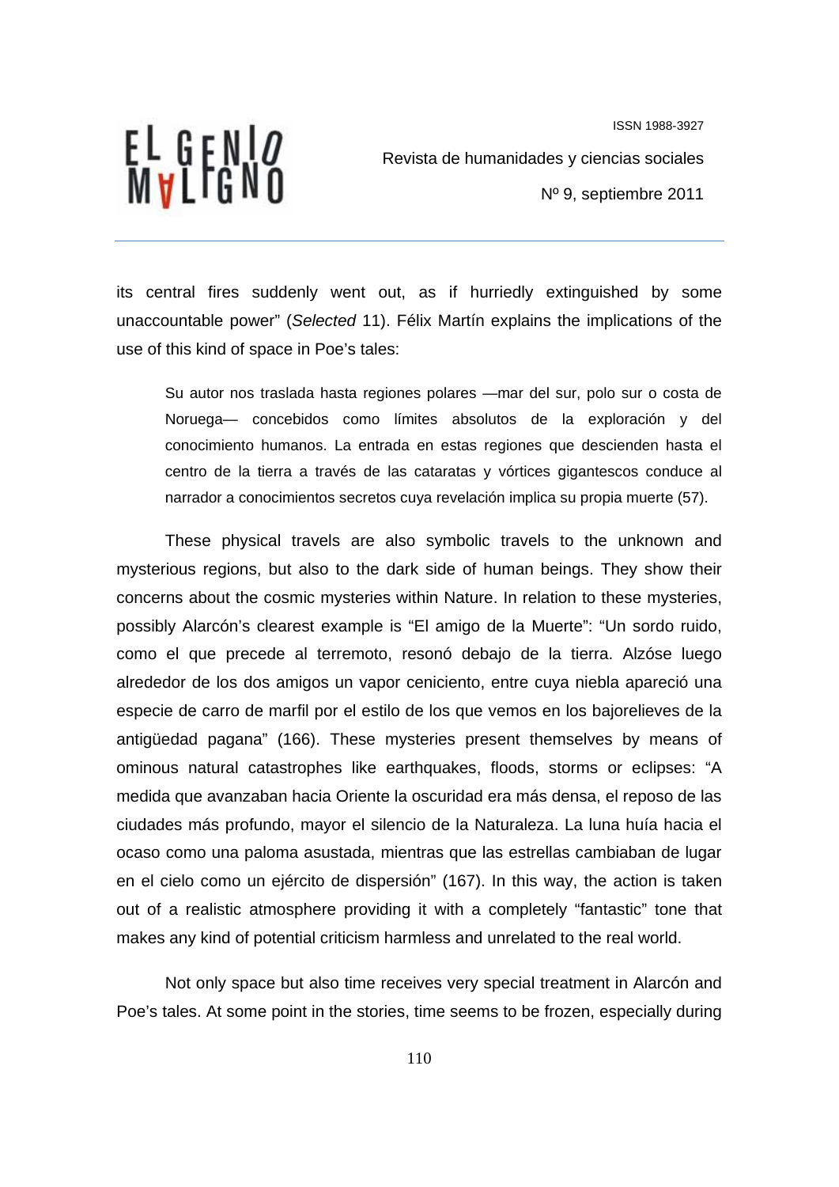its central fires suddenly went out, as if hurriedly extinguished by some unaccountable power" (*Selected* 11). Félix Martín explains the implications of the use of this kind of space in Poe's tales:

> Su autor nos traslada hasta regiones polares —mar del sur, polo sur o costa de Noruega— concebidos como límites absolutos de la exploración y del conocimiento humanos. La entrada en estas regiones que descienden hasta el centro de la tierra a través de las cataratas y vórtices gigantescos conduce al narrador a conocimientos secretos cuya revelación implica su propia muerte (57).

These physical travels are also symbolic travels to the unknown and mysterious regions, but also to the dark side of human beings. They show their concerns about the cosmic mysteries within Nature. In relation to these mysteries, possibly Alarcón's clearest example is "El amigo de la Muerte": "Un sordo ruido, como el que precede al terremoto, resonó debajo de la tierra. Alzóse luego alrededor de los dos amigos un vapor ceniciento, entre cuya niebla apareció una especie de carro de marfil por el estilo de los que vemos en los bajorelieves de la antigüedad pagana" (166). These mysteries present themselves by means of ominous natural catastrophes like earthquakes, floods, storms or eclipses: "A medida que avanzaban hacia Oriente la oscuridad era más densa, el reposo de las ciudades más profundo, mayor el silencio de la Naturaleza. La luna huía hacia el ocaso como una paloma asustada, mientras que las estrellas cambiaban de lugar en el cielo como un ejército de dispersión" (167). In this way, the action is taken out of a realistic atmosphere providing it with a completely "fantastic" tone that makes any kind of potential criticism harmless and unrelated to the real world.

Not only space but also time receives very special treatment in Alarcón and Poe's tales. At some point in the stories, time seems to be frozen, especially during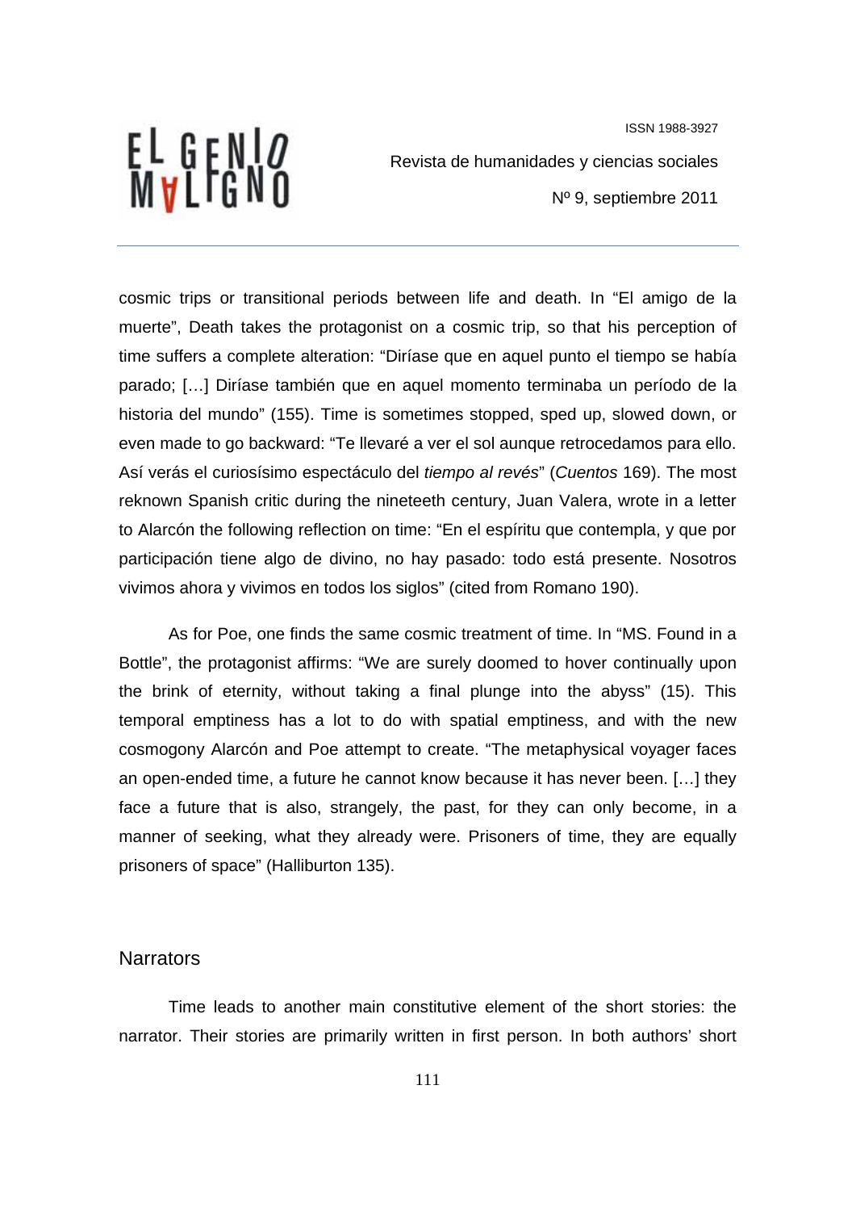cosmic trips or transitional periods between life and death. In “El amigo de la muerte”, Death takes the protagonist on a cosmic trip, so that his perception of time suffers a complete alteration: “Diríase que en aquel punto el tiempo se había parado; […] Diríase también que en aquel momento terminaba un período de la historia del mundo” (155). Time is sometimes stopped, sped up, slowed down, or even made to go backward: “Te llevaré a ver el sol aunque retrocedamos para ello. Así verás el curiosísimo espectáculo del *tiempo al revés*” (*Cuentos* 169). The most reknown Spanish critic during the nineteeth century, Juan Valera, wrote in a letter to Alarcón the following reflection on time: “En el espíritu que contempla, y que por participación tiene algo de divino, no hay pasado: todo está presente. Nosotros vivimos ahora y vivimos en todos los siglos” (cited from Romano 190).

As for Poe, one finds the same cosmic treatment of time. In “MS. Found in a Bottle”, the protagonist affirms: “We are surely doomed to hover continually upon the brink of eternity, without taking a final plunge into the abyss” (15). This temporal emptiness has a lot to do with spatial emptiness, and with the new cosmogony Alarcón and Poe attempt to create. “The metaphysical voyager faces an open-ended time, a future he cannot know because it has never been. […] they face a future that is also, strangely, the past, for they can only become, in a manner of seeking, what they already were. Prisoners of time, they are equally prisoners of space” (Halliburton 135).

## Narrators

Time leads to another main constitutive element of the short stories: the narrator. Their stories are primarily written in first person. In both authors’ short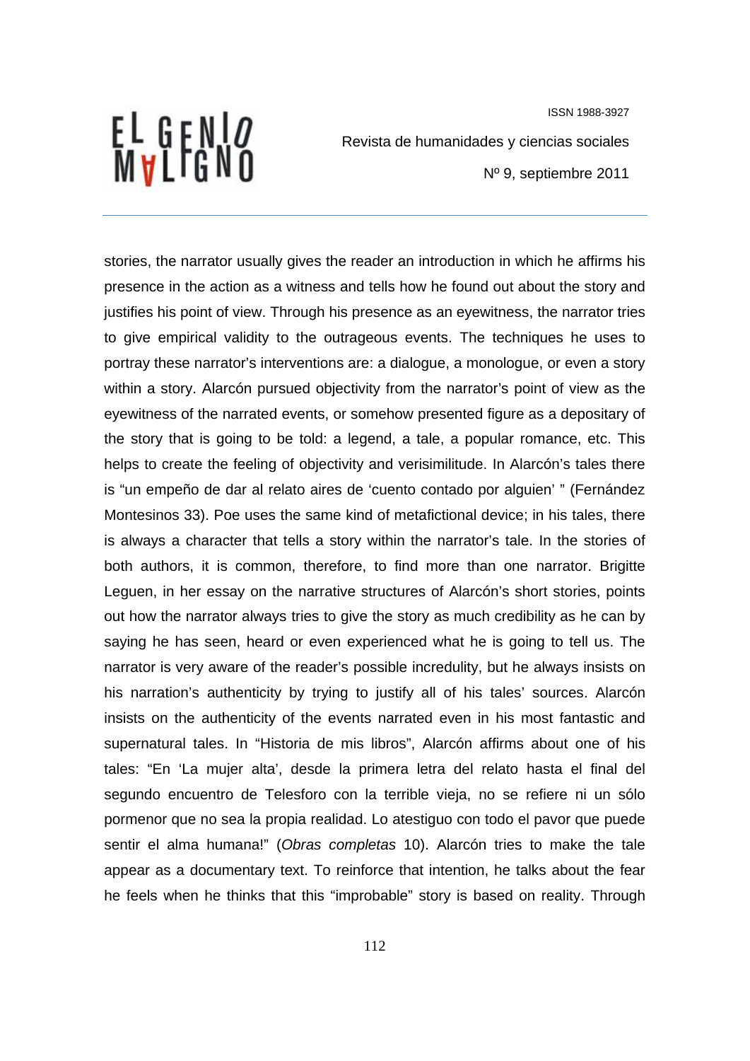stories, the narrator usually gives the reader an introduction in which he affirms his presence in the action as a witness and tells how he found out about the story and justifies his point of view. Through his presence as an eyewitness, the narrator tries to give empirical validity to the outrageous events. The techniques he uses to portray these narrator's interventions are: a dialogue, a monologue, or even a story within a story. Alarcón pursued objectivity from the narrator's point of view as the eyewitness of the narrated events, or somehow presented figure as a depositary of the story that is going to be told: a legend, a tale, a popular romance, etc. This helps to create the feeling of objectivity and verisimilitude. In Alarcón's tales there is "un empeño de dar al relato aires de 'cuento contado por alguien' " (Fernández Montesinos 33). Poe uses the same kind of metafictional device; in his tales, there is always a character that tells a story within the narrator's tale. In the stories of both authors, it is common, therefore, to find more than one narrator. Brigitte Leguen, in her essay on the narrative structures of Alarcón's short stories, points out how the narrator always tries to give the story as much credibility as he can by saying he has seen, heard or even experienced what he is going to tell us. The narrator is very aware of the reader's possible incredulity, but he always insists on his narration's authenticity by trying to justify all of his tales' sources. Alarcón insists on the authenticity of the events narrated even in his most fantastic and supernatural tales. In "Historia de mis libros", Alarcón affirms about one of his tales: "En 'La mujer alta', desde la primera letra del relato hasta el final del segundo encuentro de Telesforo con la terrible vieja, no se refiere ni un sólo pormenor que no sea la propia realidad. Lo atestiguo con todo el pavor que puede sentir el alma humana!" (*Obras completas* 10). Alarcón tries to make the tale appear as a documentary text. To reinforce that intention, he talks about the fear he feels when he thinks that this "improbable" story is based on reality. Through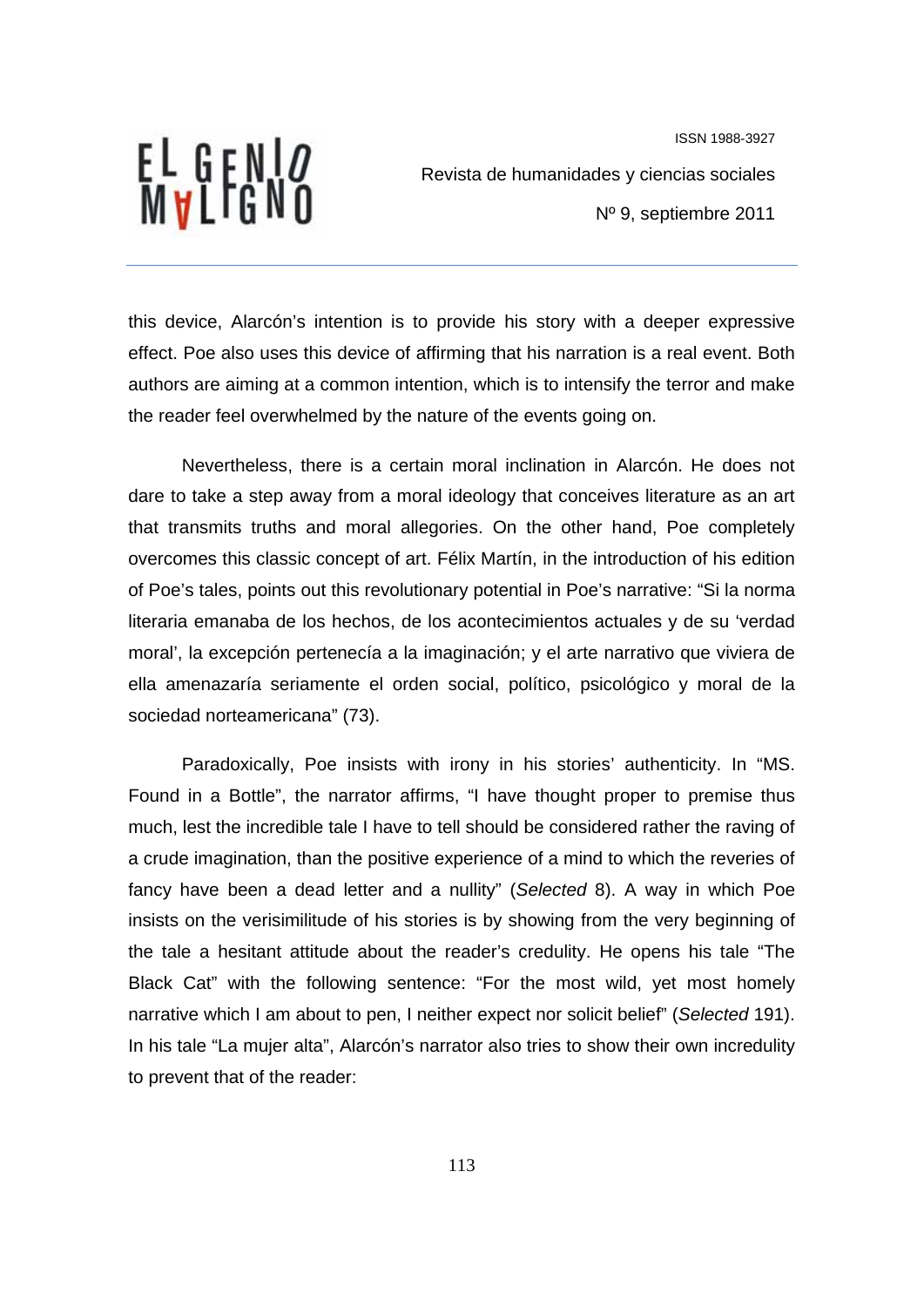this device, Alarcón's intention is to provide his story with a deeper expressive effect. Poe also uses this device of affirming that his narration is a real event. Both authors are aiming at a common intention, which is to intensify the terror and make the reader feel overwhelmed by the nature of the events going on.

Nevertheless, there is a certain moral inclination in Alarcón. He does not dare to take a step away from a moral ideology that conceives literature as an art that transmits truths and moral allegories. On the other hand, Poe completely overcomes this classic concept of art. Félix Martín, in the introduction of his edition of Poe's tales, points out this revolutionary potential in Poe's narrative: "Si la norma literaria emanaba de los hechos, de los acontecimientos actuales y de su 'verdad moral', la excepción pertenecía a la imaginación; y el arte narrativo que viviera de ella amenazaría seriamente el orden social, político, psicológico y moral de la sociedad norteamericana" (73).

Paradoxically, Poe insists with irony in his stories' authenticity. In "MS. Found in a Bottle", the narrator affirms, "I have thought proper to premise thus much, lest the incredible tale I have to tell should be considered rather the raving of a crude imagination, than the positive experience of a mind to which the reveries of fancy have been a dead letter and a nullity" (*Selected* 8). A way in which Poe insists on the verisimilitude of his stories is by showing from the very beginning of the tale a hesitant attitude about the reader's credulity. He opens his tale "The Black Cat" with the following sentence: "For the most wild, yet most homely narrative which I am about to pen, I neither expect nor solicit belief" (*Selected* 191). In his tale "La mujer alta", Alarcón's narrator also tries to show their own incredulity to prevent that of the reader: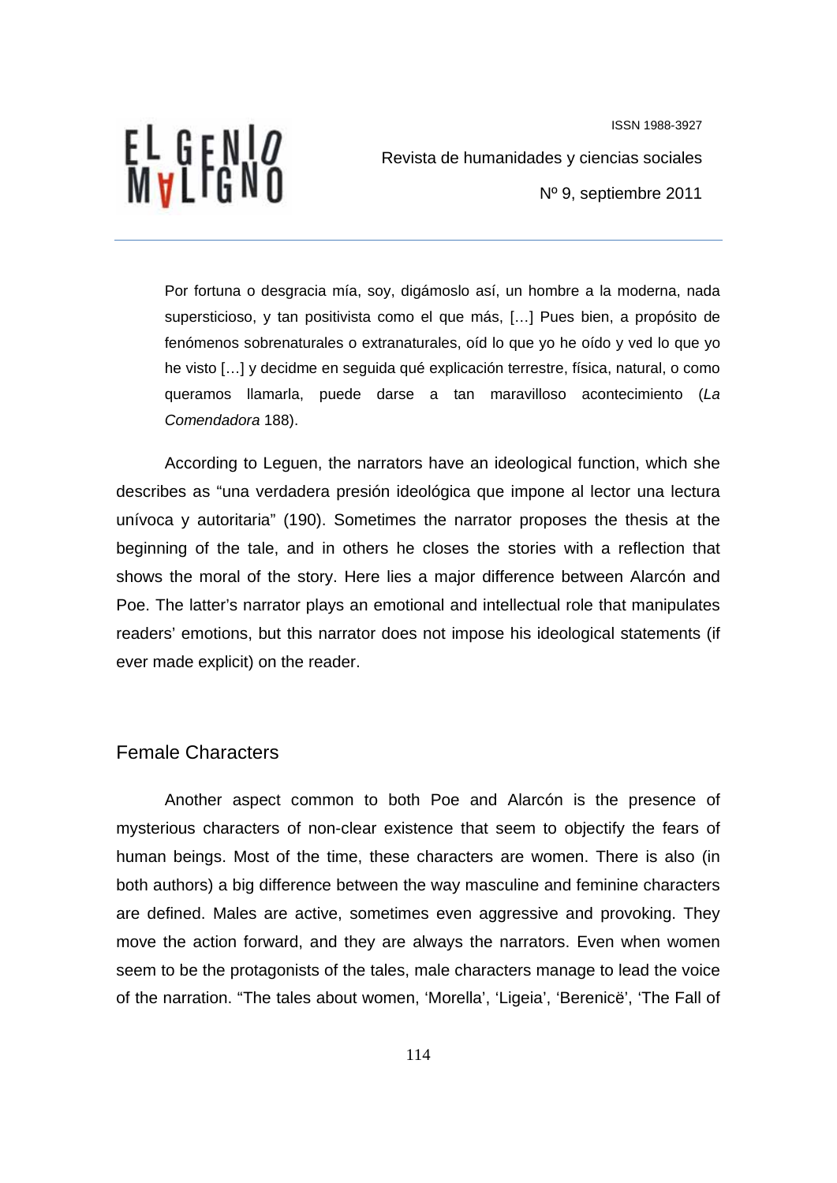> Por fortuna o desgracia mía, soy, digámoslo así, un hombre a la moderna, nada supersticioso, y tan positivista como el que más, […] Pues bien, a propósito de fenómenos sobrenaturales o extranaturales, oíd lo que yo he oído y ved lo que yo he visto […] y decidme en seguida qué explicación terrestre, física, natural, o como queramos llamarla, puede darse a tan maravilloso acontecimiento (*La Comendadora* 188).

According to Leguen, the narrators have an ideological function, which she describes as "una verdadera presión ideológica que impone al lector una lectura unívoca y autoritaria" (190). Sometimes the narrator proposes the thesis at the beginning of the tale, and in others he closes the stories with a reflection that shows the moral of the story. Here lies a major difference between Alarcón and Poe. The latter's narrator plays an emotional and intellectual role that manipulates readers' emotions, but this narrator does not impose his ideological statements (if ever made explicit) on the reader.

## Female Characters

Another aspect common to both Poe and Alarcón is the presence of mysterious characters of non-clear existence that seem to objectify the fears of human beings. Most of the time, these characters are women. There is also (in both authors) a big difference between the way masculine and feminine characters are defined. Males are active, sometimes even aggressive and provoking. They move the action forward, and they are always the narrators. Even when women seem to be the protagonists of the tales, male characters manage to lead the voice of the narration. "The tales about women, 'Morella', 'Ligeia', 'Berenicë', 'The Fall of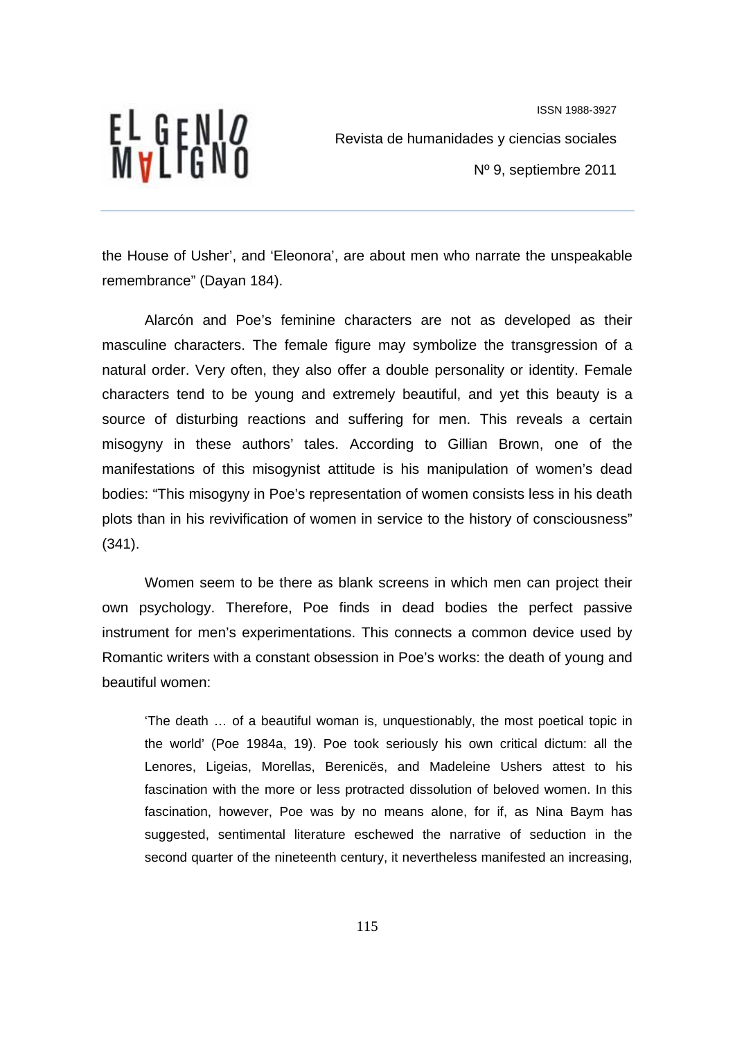the House of Usher', and 'Eleonora', are about men who narrate the unspeakable remembrance" (Dayan 184).

Alarcón and Poe's feminine characters are not as developed as their masculine characters. The female figure may symbolize the transgression of a natural order. Very often, they also offer a double personality or identity. Female characters tend to be young and extremely beautiful, and yet this beauty is a source of disturbing reactions and suffering for men. This reveals a certain misogyny in these authors' tales. According to Gillian Brown, one of the manifestations of this misogynist attitude is his manipulation of women's dead bodies: "This misogyny in Poe's representation of women consists less in his death plots than in his revivification of women in service to the history of consciousness" (341).

Women seem to be there as blank screens in which men can project their own psychology. Therefore, Poe finds in dead bodies the perfect passive instrument for men's experimentations. This connects a common device used by Romantic writers with a constant obsession in Poe's works: the death of young and beautiful women:

> 'The death … of a beautiful woman is, unquestionably, the most poetical topic in the world' (Poe 1984a, 19). Poe took seriously his own critical dictum: all the Lenores, Ligeias, Morellas, Berenicës, and Madeleine Ushers attest to his fascination with the more or less protracted dissolution of beloved women. In this fascination, however, Poe was by no means alone, for if, as Nina Baym has suggested, sentimental literature eschewed the narrative of seduction in the second quarter of the nineteenth century, it nevertheless manifested an increasing,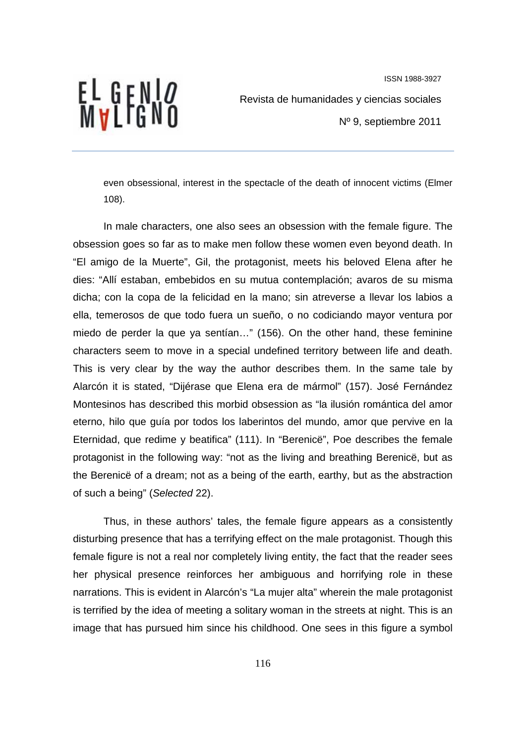even obsessional, interest in the spectacle of the death of innocent victims (Elmer 108).

In male characters, one also sees an obsession with the female figure. The obsession goes so far as to make men follow these women even beyond death. In "El amigo de la Muerte", Gil, the protagonist, meets his beloved Elena after he dies: "Allí estaban, embebidos en su mutua contemplación; avaros de su misma dicha; con la copa de la felicidad en la mano; sin atreverse a llevar los labios a ella, temerosos de que todo fuera un sueño, o no codiciando mayor ventura por miedo de perder la que ya sentían…" (156). On the other hand, these feminine characters seem to move in a special undefined territory between life and death. This is very clear by the way the author describes them. In the same tale by Alarcón it is stated, "Dijérase que Elena era de mármol" (157). José Fernández Montesinos has described this morbid obsession as "la ilusión romántica del amor eterno, hilo que guía por todos los laberintos del mundo, amor que pervive en la Eternidad, que redime y beatifica" (111). In "Berenicë", Poe describes the female protagonist in the following way: "not as the living and breathing Berenicë, but as the Berenicë of a dream; not as a being of the earth, earthy, but as the abstraction of such a being" (*Selected* 22).

Thus, in these authors' tales, the female figure appears as a consistently disturbing presence that has a terrifying effect on the male protagonist. Though this female figure is not a real nor completely living entity, the fact that the reader sees her physical presence reinforces her ambiguous and horrifying role in these narrations. This is evident in Alarcón's "La mujer alta" wherein the male protagonist is terrified by the idea of meeting a solitary woman in the streets at night. This is an image that has pursued him since his childhood. One sees in this figure a symbol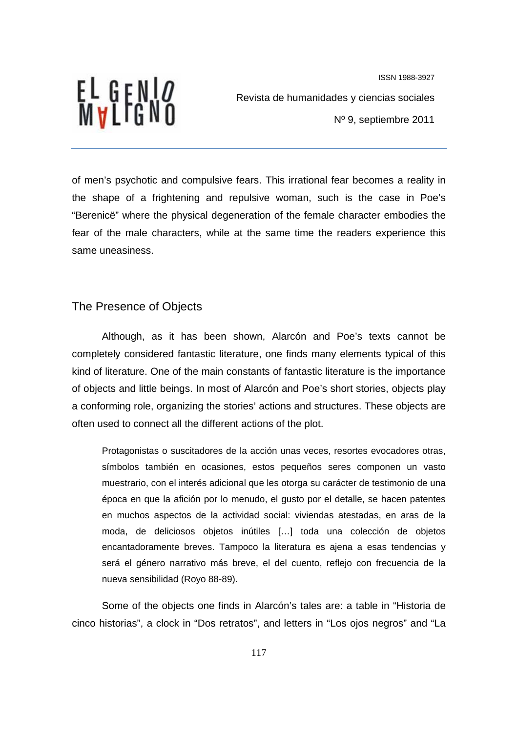of men's psychotic and compulsive fears. This irrational fear becomes a reality in the shape of a frightening and repulsive woman, such is the case in Poe's "Berenicë" where the physical degeneration of the female character embodies the fear of the male characters, while at the same time the readers experience this same uneasiness.

## The Presence of Objects

Although, as it has been shown, Alarcón and Poe's texts cannot be completely considered fantastic literature, one finds many elements typical of this kind of literature. One of the main constants of fantastic literature is the importance of objects and little beings. In most of Alarcón and Poe's short stories, objects play a conforming role, organizing the stories' actions and structures. These objects are often used to connect all the different actions of the plot.

> Protagonistas o suscitadores de la acción unas veces, resortes evocadores otras, símbolos también en ocasiones, estos pequeños seres componen un vasto muestrario, con el interés adicional que les otorga su carácter de testimonio de una época en que la afición por lo menudo, el gusto por el detalle, se hacen patentes en muchos aspectos de la actividad social: viviendas atestadas, en aras de la moda, de deliciosos objetos inútiles […] toda una colección de objetos encantadoramente breves. Tampoco la literatura es ajena a esas tendencias y será el género narrativo más breve, el del cuento, reflejo con frecuencia de la nueva sensibilidad (Royo 88-89).

Some of the objects one finds in Alarcón's tales are: a table in "Historia de cinco historias", a clock in "Dos retratos", and letters in "Los ojos negros" and "La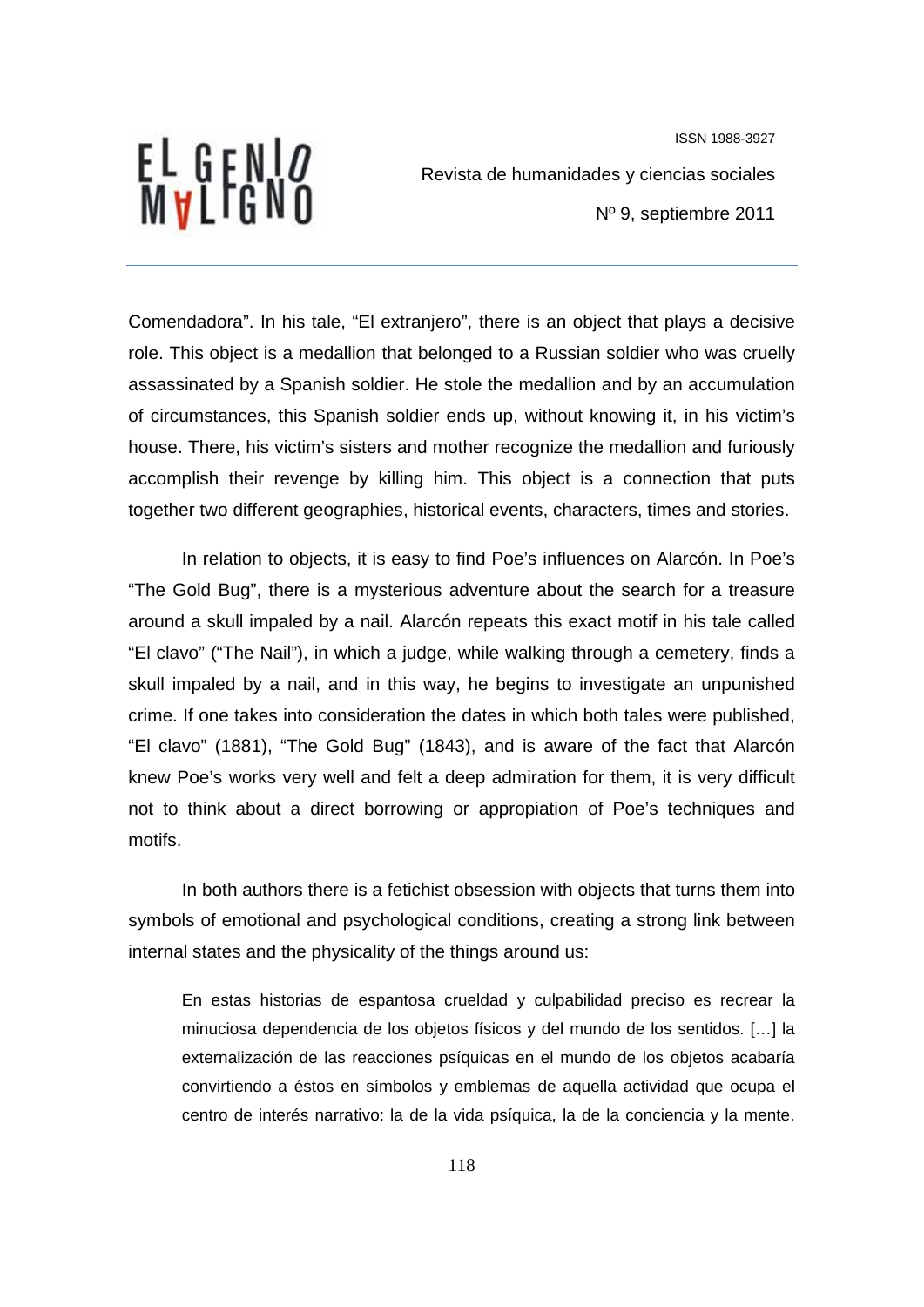Comendadora". In his tale, "El extranjero", there is an object that plays a decisive role. This object is a medallion that belonged to a Russian soldier who was cruelly assassinated by a Spanish soldier. He stole the medallion and by an accumulation of circumstances, this Spanish soldier ends up, without knowing it, in his victim's house. There, his victim's sisters and mother recognize the medallion and furiously accomplish their revenge by killing him. This object is a connection that puts together two different geographies, historical events, characters, times and stories.

In relation to objects, it is easy to find Poe's influences on Alarcón. In Poe's "The Gold Bug", there is a mysterious adventure about the search for a treasure around a skull impaled by a nail. Alarcón repeats this exact motif in his tale called "El clavo" ("The Nail"), in which a judge, while walking through a cemetery, finds a skull impaled by a nail, and in this way, he begins to investigate an unpunished crime. If one takes into consideration the dates in which both tales were published, "El clavo" (1881), "The Gold Bug" (1843), and is aware of the fact that Alarcón knew Poe's works very well and felt a deep admiration for them, it is very difficult not to think about a direct borrowing or appropiation of Poe's techniques and motifs.

In both authors there is a fetichist obsession with objects that turns them into symbols of emotional and psychological conditions, creating a strong link between internal states and the physicality of the things around us:

> En estas historias de espantosa crueldad y culpabilidad preciso es recrear la minuciosa dependencia de los objetos físicos y del mundo de los sentidos. […] la externalización de las reacciones psíquicas en el mundo de los objetos acabaría convirtiendo a éstos en símbolos y emblemas de aquella actividad que ocupa el centro de interés narrativo: la de la vida psíquica, la de la conciencia y la mente.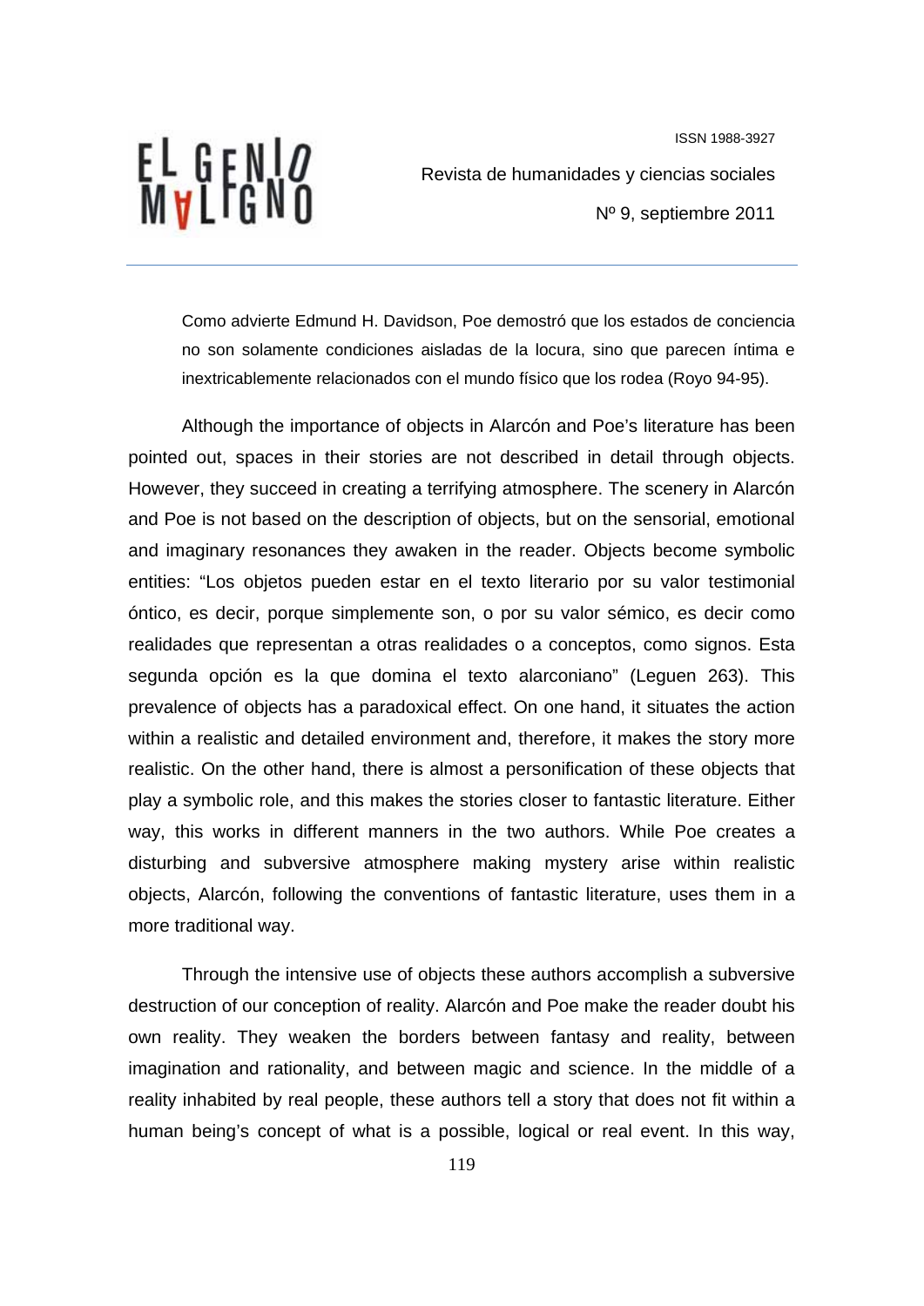> Como advierte Edmund H. Davidson, Poe demostró que los estados de conciencia no son solamente condiciones aisladas de la locura, sino que parecen íntima e inextricablemente relacionados con el mundo físico que los rodea (Royo 94-95).

Although the importance of objects in Alarcón and Poe's literature has been pointed out, spaces in their stories are not described in detail through objects. However, they succeed in creating a terrifying atmosphere. The scenery in Alarcón and Poe is not based on the description of objects, but on the sensorial, emotional and imaginary resonances they awaken in the reader. Objects become symbolic entities: "Los objetos pueden estar en el texto literario por su valor testimonial óntico, es decir, porque simplemente son, o por su valor sémico, es decir como realidades que representan a otras realidades o a conceptos, como signos. Esta segunda opción es la que domina el texto alarconiano" (Leguen 263). This prevalence of objects has a paradoxical effect. On one hand, it situates the action within a realistic and detailed environment and, therefore, it makes the story more realistic. On the other hand, there is almost a personification of these objects that play a symbolic role, and this makes the stories closer to fantastic literature. Either way, this works in different manners in the two authors. While Poe creates a disturbing and subversive atmosphere making mystery arise within realistic objects, Alarcón, following the conventions of fantastic literature, uses them in a more traditional way.

Through the intensive use of objects these authors accomplish a subversive destruction of our conception of reality. Alarcón and Poe make the reader doubt his own reality. They weaken the borders between fantasy and reality, between imagination and rationality, and between magic and science. In the middle of a reality inhabited by real people, these authors tell a story that does not fit within a human being's concept of what is a possible, logical or real event. In this way,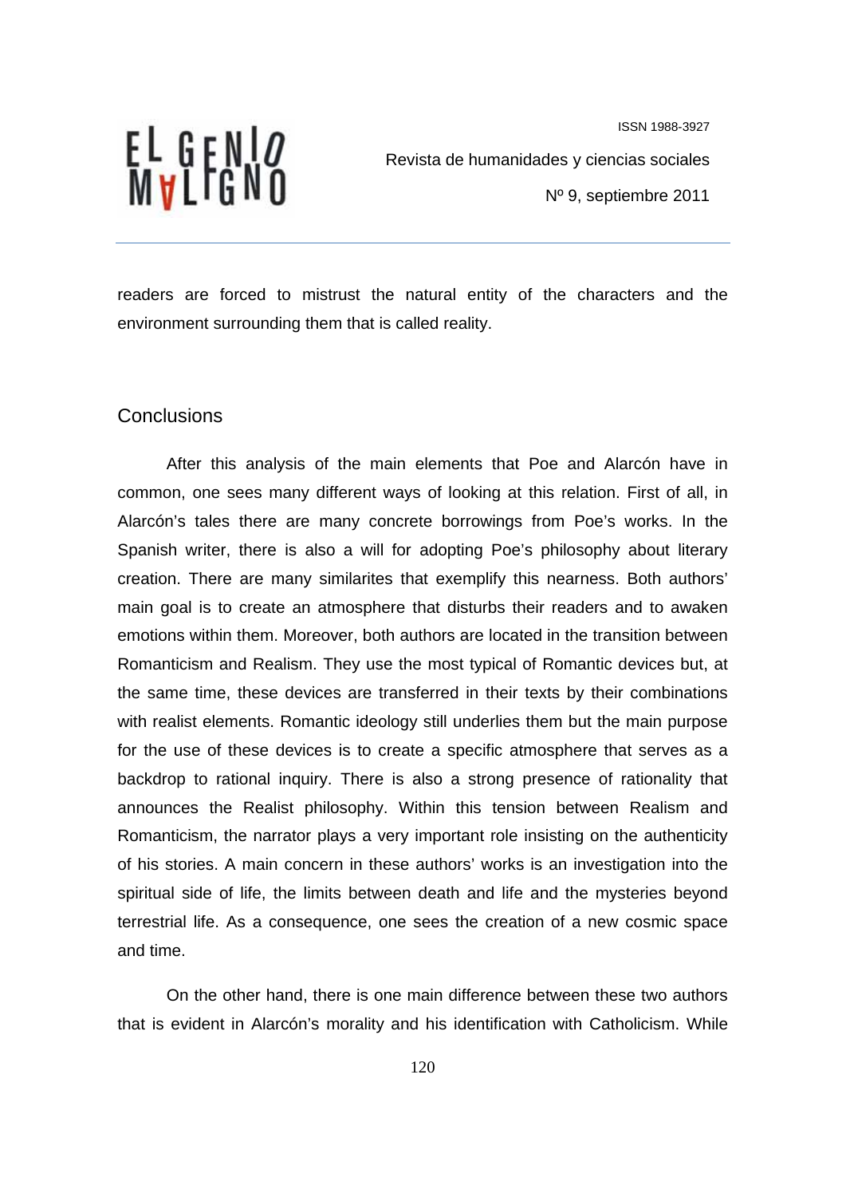readers are forced to mistrust the natural entity of the characters and the environment surrounding them that is called reality.

## Conclusions

After this analysis of the main elements that Poe and Alarcón have in common, one sees many different ways of looking at this relation. First of all, in Alarcón's tales there are many concrete borrowings from Poe's works. In the Spanish writer, there is also a will for adopting Poe's philosophy about literary creation. There are many similarites that exemplify this nearness. Both authors' main goal is to create an atmosphere that disturbs their readers and to awaken emotions within them. Moreover, both authors are located in the transition between Romanticism and Realism. They use the most typical of Romantic devices but, at the same time, these devices are transferred in their texts by their combinations with realist elements. Romantic ideology still underlies them but the main purpose for the use of these devices is to create a specific atmosphere that serves as a backdrop to rational inquiry. There is also a strong presence of rationality that announces the Realist philosophy. Within this tension between Realism and Romanticism, the narrator plays a very important role insisting on the authenticity of his stories. A main concern in these authors' works is an investigation into the spiritual side of life, the limits between death and life and the mysteries beyond terrestrial life. As a consequence, one sees the creation of a new cosmic space and time.

On the other hand, there is one main difference between these two authors that is evident in Alarcón's morality and his identification with Catholicism. While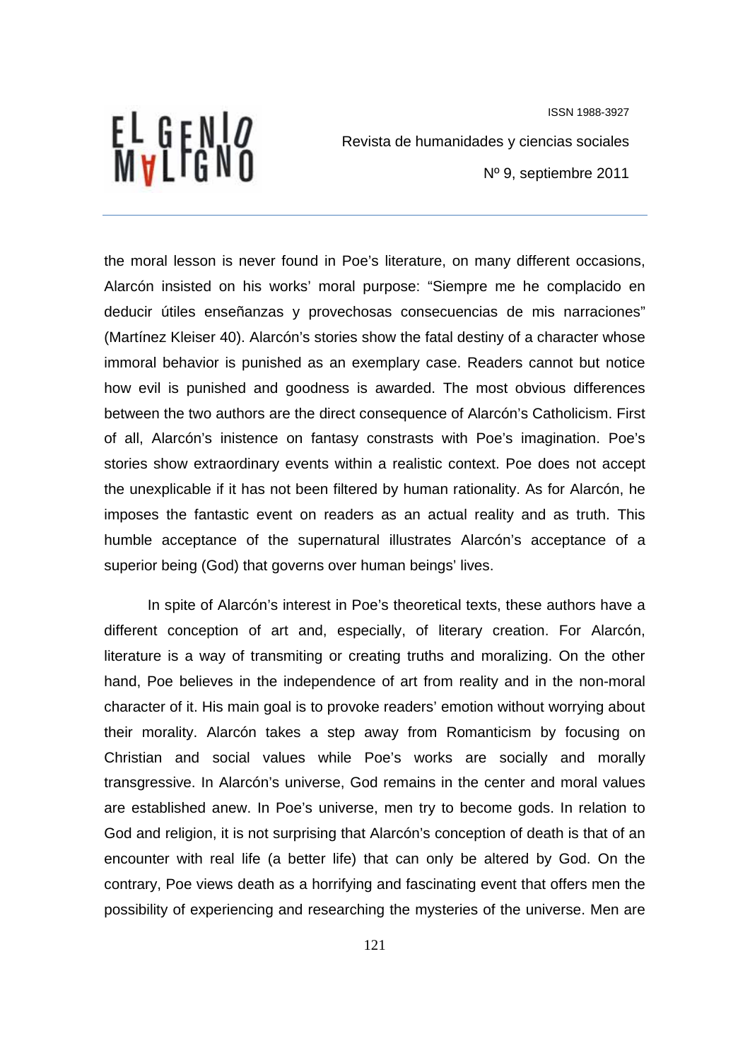the moral lesson is never found in Poe's literature, on many different occasions, Alarcón insisted on his works' moral purpose: "Siempre me he complacido en deducir útiles enseñanzas y provechosas consecuencias de mis narraciones" (Martínez Kleiser 40). Alarcón's stories show the fatal destiny of a character whose immoral behavior is punished as an exemplary case. Readers cannot but notice how evil is punished and goodness is awarded. The most obvious differences between the two authors are the direct consequence of Alarcón's Catholicism. First of all, Alarcón's inistence on fantasy constrasts with Poe's imagination. Poe's stories show extraordinary events within a realistic context. Poe does not accept the unexplicable if it has not been filtered by human rationality. As for Alarcón, he imposes the fantastic event on readers as an actual reality and as truth. This humble acceptance of the supernatural illustrates Alarcón's acceptance of a superior being (God) that governs over human beings' lives.

In spite of Alarcón's interest in Poe's theoretical texts, these authors have a different conception of art and, especially, of literary creation. For Alarcón, literature is a way of transmiting or creating truths and moralizing. On the other hand, Poe believes in the independence of art from reality and in the non-moral character of it. His main goal is to provoke readers' emotion without worrying about their morality. Alarcón takes a step away from Romanticism by focusing on Christian and social values while Poe's works are socially and morally transgressive. In Alarcón's universe, God remains in the center and moral values are established anew. In Poe's universe, men try to become gods. In relation to God and religion, it is not surprising that Alarcón's conception of death is that of an encounter with real life (a better life) that can only be altered by God. On the contrary, Poe views death as a horrifying and fascinating event that offers men the possibility of experiencing and researching the mysteries of the universe. Men are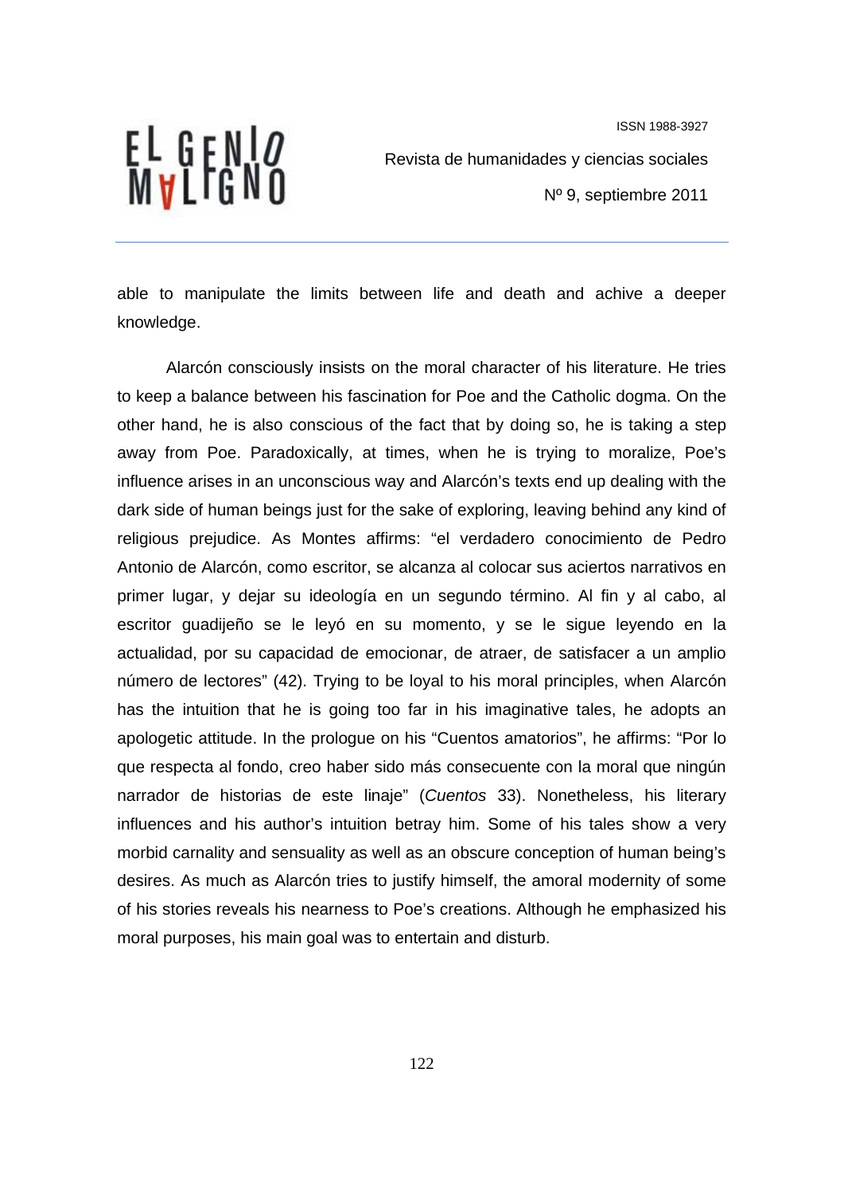able to manipulate the limits between life and death and achive a deeper knowledge.

Alarcón consciously insists on the moral character of his literature. He tries to keep a balance between his fascination for Poe and the Catholic dogma. On the other hand, he is also conscious of the fact that by doing so, he is taking a step away from Poe. Paradoxically, at times, when he is trying to moralize, Poe's influence arises in an unconscious way and Alarcón's texts end up dealing with the dark side of human beings just for the sake of exploring, leaving behind any kind of religious prejudice. As Montes affirms: "el verdadero conocimiento de Pedro Antonio de Alarcón, como escritor, se alcanza al colocar sus aciertos narrativos en primer lugar, y dejar su ideología en un segundo término. Al fin y al cabo, al escritor guadijeño se le leyó en su momento, y se le sigue leyendo en la actualidad, por su capacidad de emocionar, de atraer, de satisfacer a un amplio número de lectores" (42). Trying to be loyal to his moral principles, when Alarcón has the intuition that he is going too far in his imaginative tales, he adopts an apologetic attitude. In the prologue on his "Cuentos amatorios", he affirms: "Por lo que respecta al fondo, creo haber sido más consecuente con la moral que ningún narrador de historias de este linaje" (*Cuentos* 33). Nonetheless, his literary influences and his author's intuition betray him. Some of his tales show a very morbid carnality and sensuality as well as an obscure conception of human being's desires. As much as Alarcón tries to justify himself, the amoral modernity of some of his stories reveals his nearness to Poe's creations. Although he emphasized his moral purposes, his main goal was to entertain and disturb.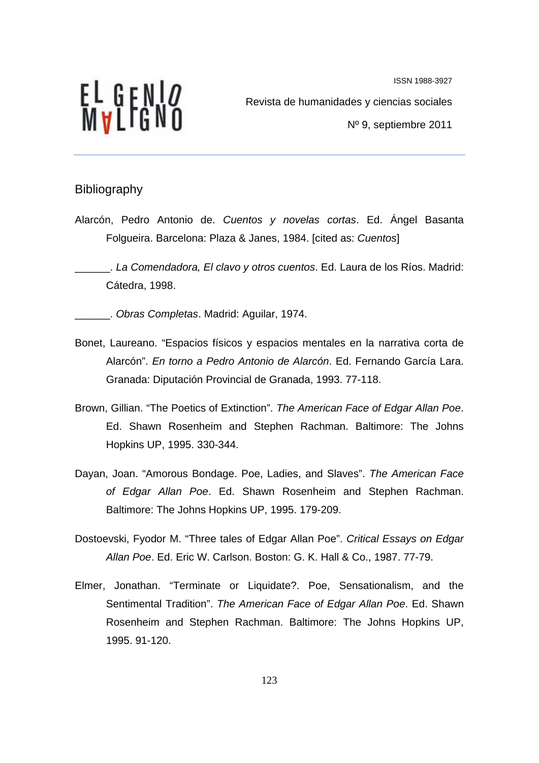## Bibliography

Alarcón, Pedro Antonio de. *Cuentos y novelas cortas*. Ed. Ángel Basanta Folgueira. Barcelona: Plaza & Janes, 1984. [cited as: *Cuentos*]

______. *La Comendadora, El clavo y otros cuentos*. Ed. Laura de los Ríos. Madrid: Cátedra, 1998.

______. *Obras Completas*. Madrid: Aguilar, 1974.

Bonet, Laureano. "Espacios físicos y espacios mentales en la narrativa corta de Alarcón". *En torno a Pedro Antonio de Alarcón*. Ed. Fernando García Lara. Granada: Diputación Provincial de Granada, 1993. 77-118.

Brown, Gillian. "The Poetics of Extinction". *The American Face of Edgar Allan Poe*. Ed. Shawn Rosenheim and Stephen Rachman. Baltimore: The Johns Hopkins UP, 1995. 330-344.

Dayan, Joan. "Amorous Bondage. Poe, Ladies, and Slaves". *The American Face of Edgar Allan Poe*. Ed. Shawn Rosenheim and Stephen Rachman. Baltimore: The Johns Hopkins UP, 1995. 179-209.

Dostoevski, Fyodor M. "Three tales of Edgar Allan Poe". *Critical Essays on Edgar Allan Poe*. Ed. Eric W. Carlson. Boston: G. K. Hall & Co., 1987. 77-79.

Elmer, Jonathan. "Terminate or Liquidate?. Poe, Sensationalism, and the Sentimental Tradition". *The American Face of Edgar Allan Poe*. Ed. Shawn Rosenheim and Stephen Rachman. Baltimore: The Johns Hopkins UP, 1995. 91-120.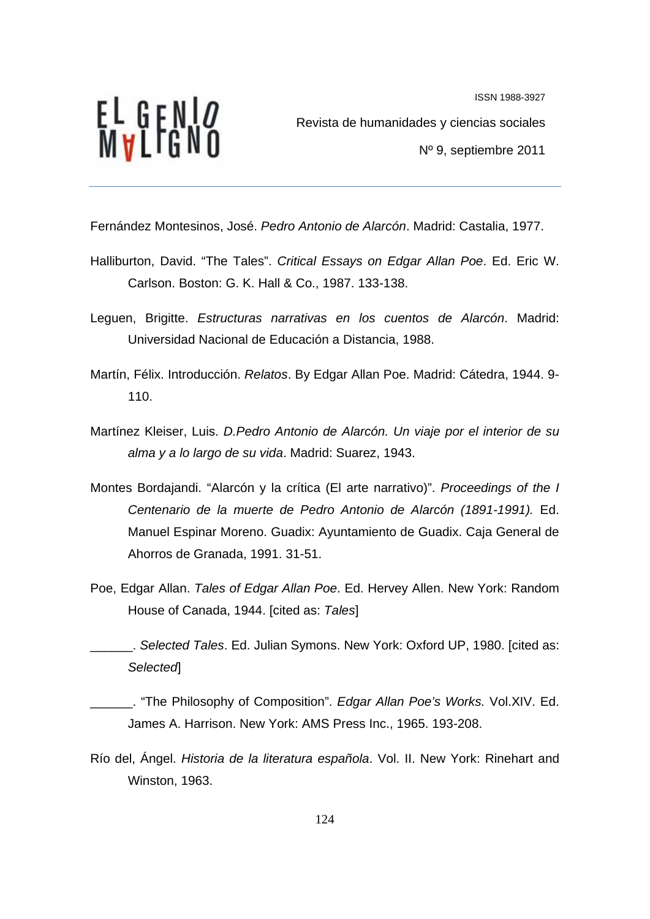Fernández Montesinos, José. *Pedro Antonio de Alarcón*. Madrid: Castalia, 1977.

Halliburton, David. "The Tales". *Critical Essays on Edgar Allan Poe*. Ed. Eric W. Carlson. Boston: G. K. Hall & Co., 1987. 133-138.

Leguen, Brigitte. *Estructuras narrativas en los cuentos de Alarcón*. Madrid: Universidad Nacional de Educación a Distancia, 1988.

Martín, Félix. Introducción. *Relatos*. By Edgar Allan Poe. Madrid: Cátedra, 1944. 9-110.

Martínez Kleiser, Luis. *D.Pedro Antonio de Alarcón. Un viaje por el interior de su alma y a lo largo de su vida*. Madrid: Suarez, 1943.

Montes Bordajandi. "Alarcón y la crítica (El arte narrativo)". *Proceedings of the I Centenario de la muerte de Pedro Antonio de Alarcón (1891-1991).* Ed. Manuel Espinar Moreno. Guadix: Ayuntamiento de Guadix. Caja General de Ahorros de Granada, 1991. 31-51.

Poe, Edgar Allan. *Tales of Edgar Allan Poe*. Ed. Hervey Allen. New York: Random House of Canada, 1944. [cited as: *Tales*]

______. *Selected Tales*. Ed. Julian Symons. New York: Oxford UP, 1980. [cited as: *Selected*]

______. "The Philosophy of Composition". *Edgar Allan Poe's Works.* Vol.XIV. Ed. James A. Harrison. New York: AMS Press Inc., 1965. 193-208.

Río del, Ángel. *Historia de la literatura española*. Vol. II. New York: Rinehart and Winston, 1963.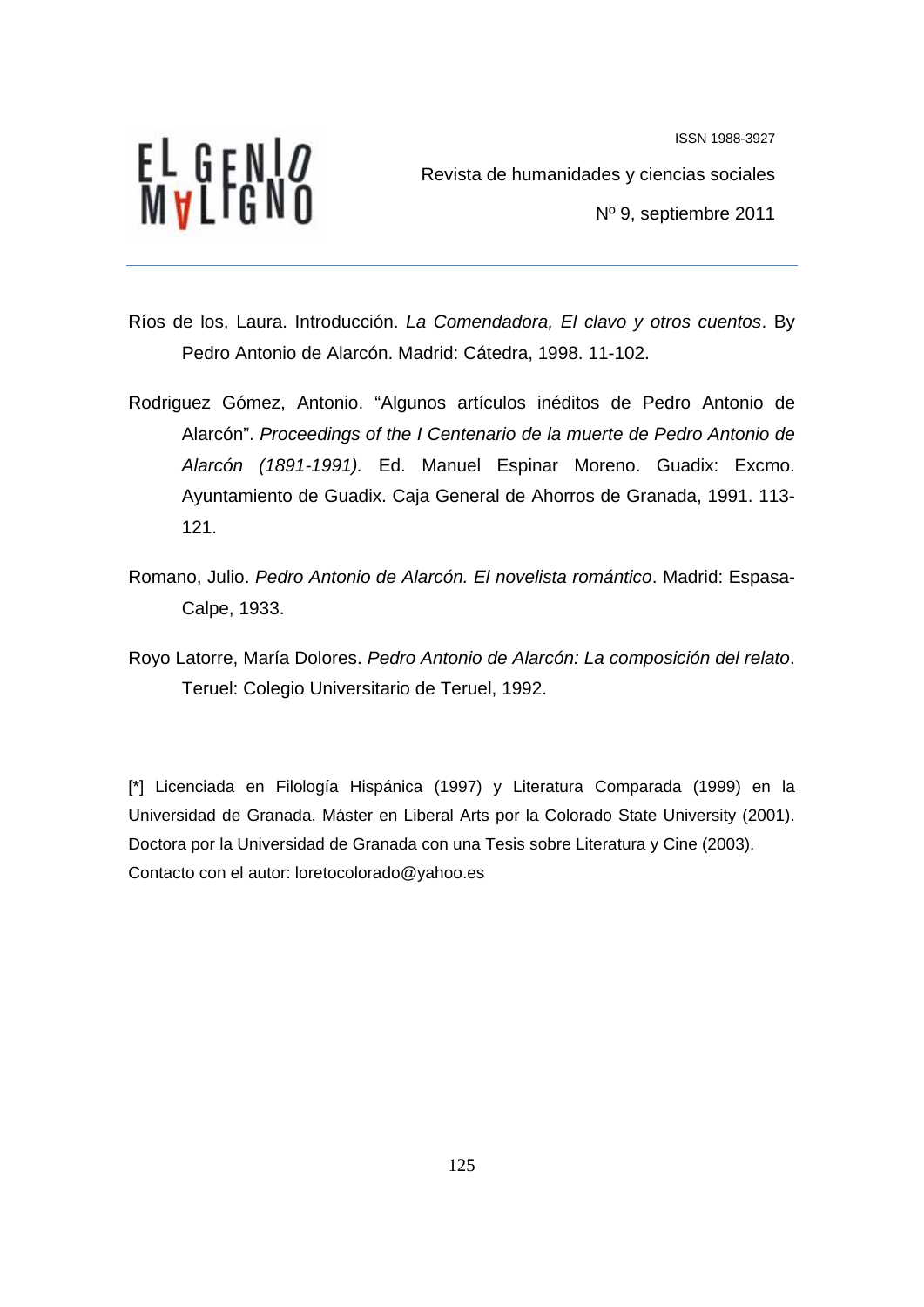Ríos de los, Laura. Introducción. *La Comendadora, El clavo y otros cuentos*. By Pedro Antonio de Alarcón. Madrid: Cátedra, 1998. 11-102.

Rodriguez Gómez, Antonio. "Algunos artículos inéditos de Pedro Antonio de Alarcón". *Proceedings of the I Centenario de la muerte de Pedro Antonio de Alarcón (1891-1991).* Ed. Manuel Espinar Moreno. Guadix: Excmo. Ayuntamiento de Guadix. Caja General de Ahorros de Granada, 1991. 113-121.

Romano, Julio. *Pedro Antonio de Alarcón. El novelista romántico*. Madrid: Espasa-Calpe, 1933.

Royo Latorre, María Dolores. *Pedro Antonio de Alarcón: La composición del relato*. Teruel: Colegio Universitario de Teruel, 1992.

[*] Licenciada en Filología Hispánica (1997) y Literatura Comparada (1999) en la Universidad de Granada. Máster en Liberal Arts por la Colorado State University (2001). Doctora por la Universidad de Granada con una Tesis sobre Literatura y Cine (2003).
Contacto con el autor: loretocolorado@yahoo.es